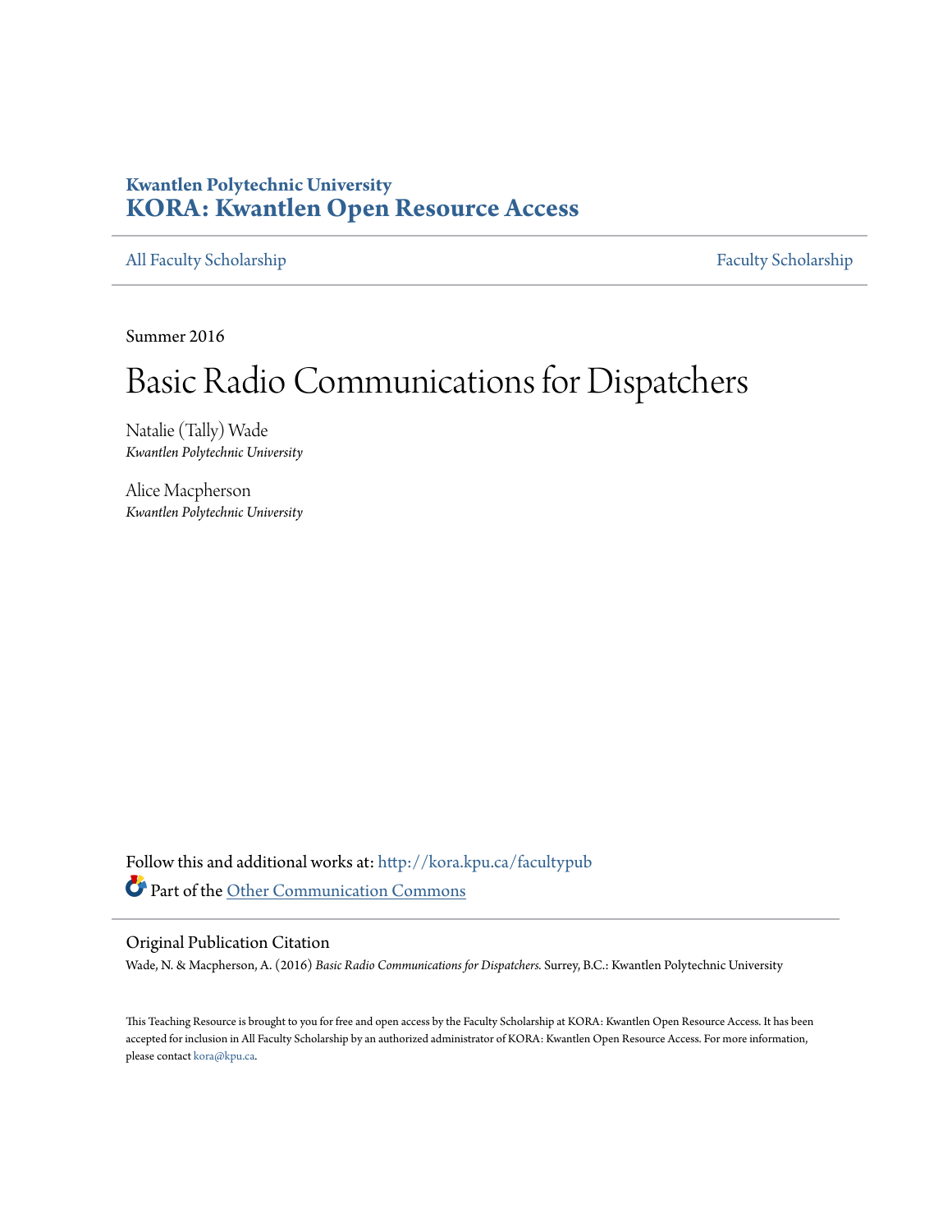**Kwantlen Polytechnic University**
**KORA: Kwantlen Open Resource Access**

All Faculty Scholarship | Faculty Scholarship

Summer 2016

# Basic Radio Communications for Dispatchers

Natalie (Tally) Wade
*Kwantlen Polytechnic University*

Alice Macpherson
*Kwantlen Polytechnic University*

Follow this and additional works at: http://kora.kpu.ca/facultypub

Part of the Other Communication Commons

## Original Publication Citation

Wade, N. & Macpherson, A. (2016) *Basic Radio Communications for Dispatchers.* Surrey, B.C.: Kwantlen Polytechnic University

This Teaching Resource is brought to you for free and open access by the Faculty Scholarship at KORA: Kwantlen Open Resource Access. It has been accepted for inclusion in All Faculty Scholarship by an authorized administrator of KORA: Kwantlen Open Resource Access. For more information, please contact kora@kpu.ca.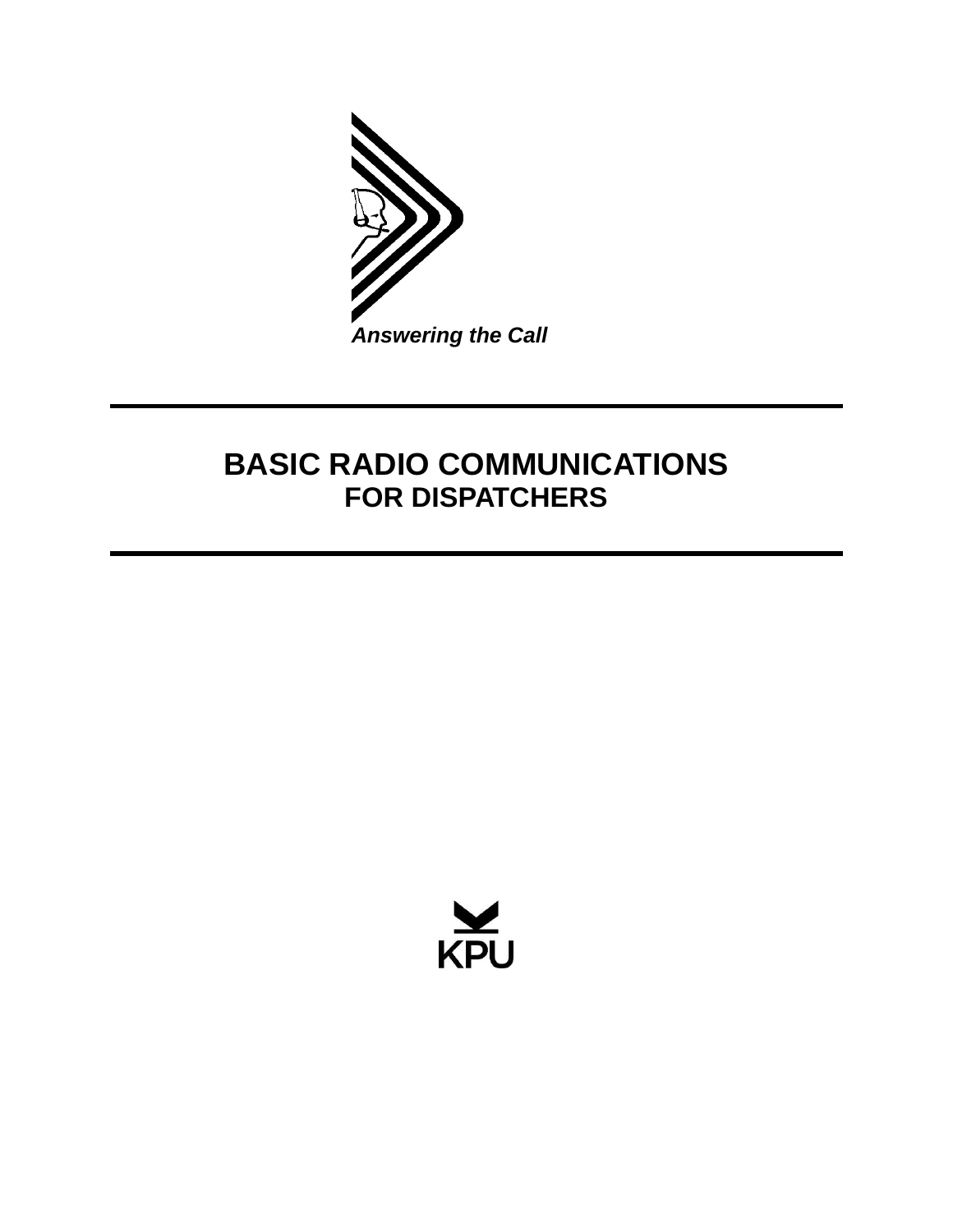*Answering the Call*

# BASIC RADIO COMMUNICATIONS

## FOR DISPATCHERS

KPU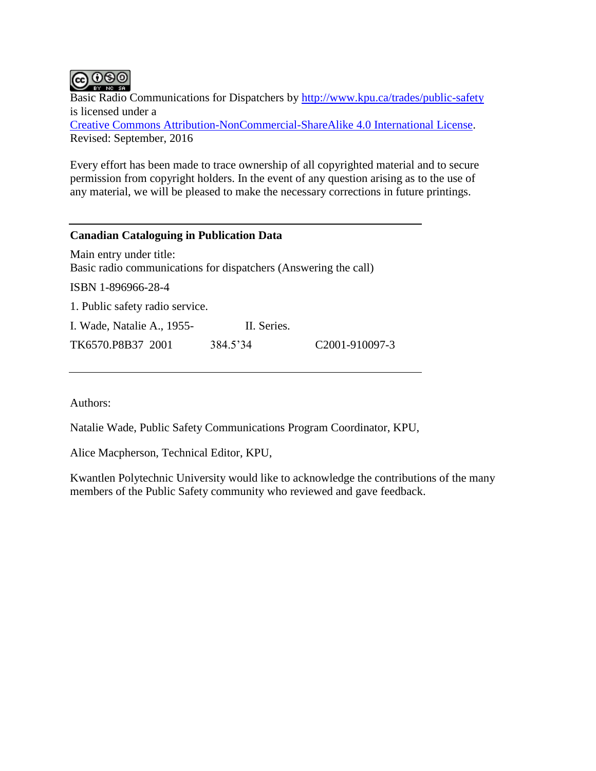Basic Radio Communications for Dispatchers by [http://www.kpu.ca/trades/public-safety](http://www.kpu.ca/trades/public-safety) is licensed under a [Creative Commons Attribution-NonCommercial-ShareAlike 4.0 International License](https://creativecommons.org/licenses/by-nc-sa/4.0/).
Revised: September, 2016

Every effort has been made to trace ownership of all copyrighted material and to secure permission from copyright holders. In the event of any question arising as to the use of any material, we will be pleased to make the necessary corrections in future printings.

---

**Canadian Cataloguing in Publication Data**

Main entry under title:
Basic radio communications for dispatchers (Answering the call)

ISBN 1-896966-28-4

1. Public safety radio service.

I. Wade, Natalie A., 1955-　　　II. Series.

TK6570.P8B37 2001　　　384.5'34　　　C2001-910097-3

---

Authors:

Natalie Wade, Public Safety Communications Program Coordinator, KPU,

Alice Macpherson, Technical Editor, KPU,

Kwantlen Polytechnic University would like to acknowledge the contributions of the many members of the Public Safety community who reviewed and gave feedback.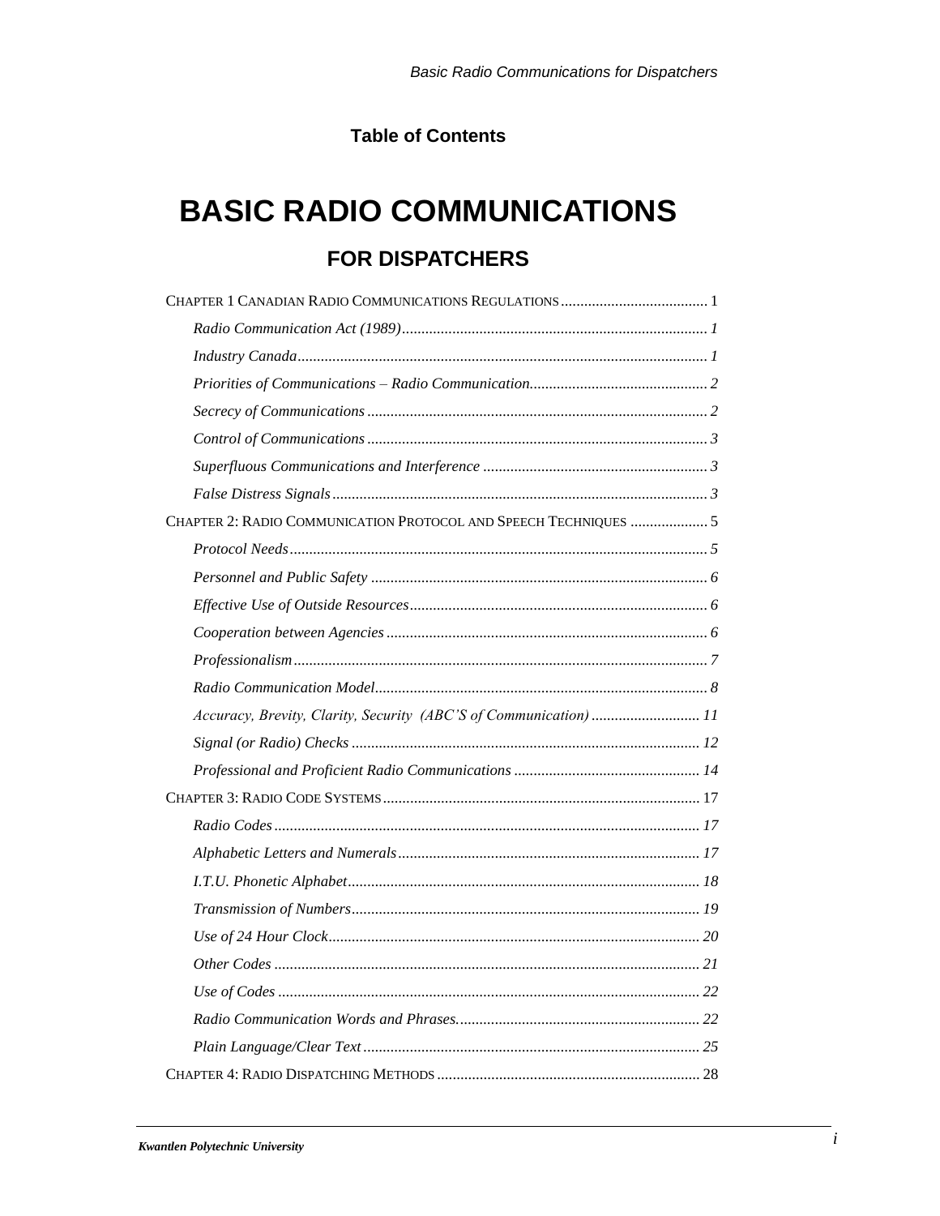**Table of Contents**

# BASIC RADIO COMMUNICATIONS

## FOR DISPATCHERS

CHAPTER 1 CANADIAN RADIO COMMUNICATIONS REGULATIONS ...................................... 1

- *Radio Communication Act (1989)* ............................................................................ 1
- *Industry Canada* ........................................................................................................ 1
- *Priorities of Communications – Radio Communication* ............................................ 2
- *Secrecy of Communications* ...................................................................................... 2
- *Control of Communications* ...................................................................................... 3
- *Superfluous Communications and Interference* ......................................................... 3
- *False Distress Signals* ................................................................................................ 3

CHAPTER 2: RADIO COMMUNICATION PROTOCOL AND SPEECH TECHNIQUES .................... 5

- *Protocol Needs* .......................................................................................................... 5
- *Personnel and Public Safety* ...................................................................................... 6
- *Effective Use of Outside Resources* ........................................................................... 6
- *Cooperation between Agencies* .................................................................................. 6
- *Professionalism* .......................................................................................................... 7
- *Radio Communication Model* ..................................................................................... 8
- *Accuracy, Brevity, Clarity, Security (ABC'S of Communication)* ............................ 11
- *Signal (or Radio) Checks* .......................................................................................... 12
- *Professional and Proficient Radio Communications* ................................................ 14

CHAPTER 3: RADIO CODE SYSTEMS ................................................................................. 17

- *Radio Codes* ............................................................................................................. 17
- *Alphabetic Letters and Numerals* ............................................................................. 17
- *I.T.U. Phonetic Alphabet* .......................................................................................... 18
- *Transmission of Numbers* ......................................................................................... 19
- *Use of 24 Hour Clock* ............................................................................................... 20
- *Other Codes* ............................................................................................................. 21
- *Use of Codes* ............................................................................................................ 22
- *Radio Communication Words and Phrases* ............................................................... 22
- *Plain Language/Clear Text* ...................................................................................... 25

CHAPTER 4: RADIO DISPATCHING METHODS .................................................................... 28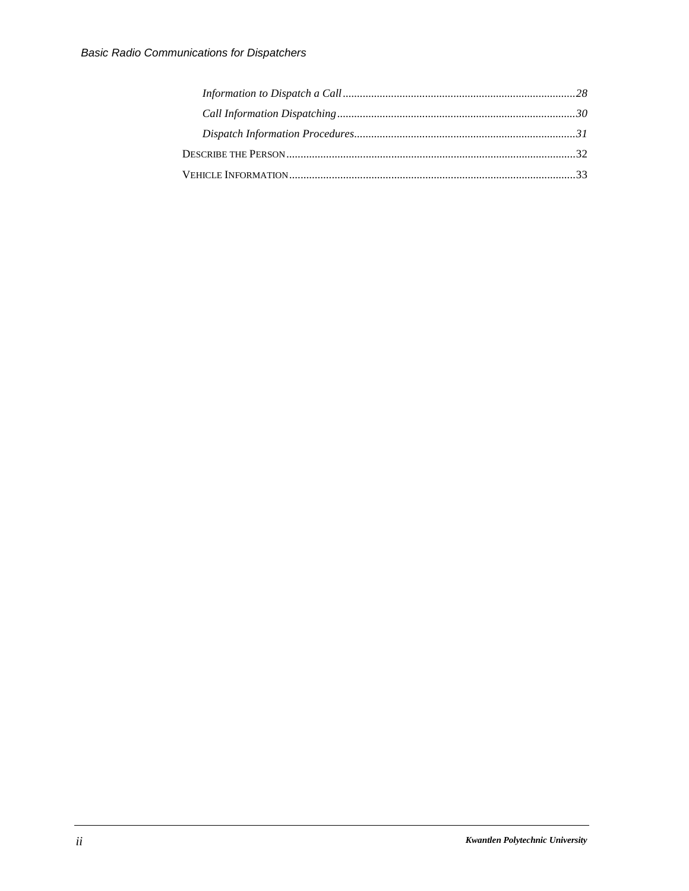*Information to Dispatch a Call*..........28

*Call Information Dispatching*..........30

*Dispatch Information Procedures*..........31

DESCRIBE THE PERSON..........32

VEHICLE INFORMATION..........33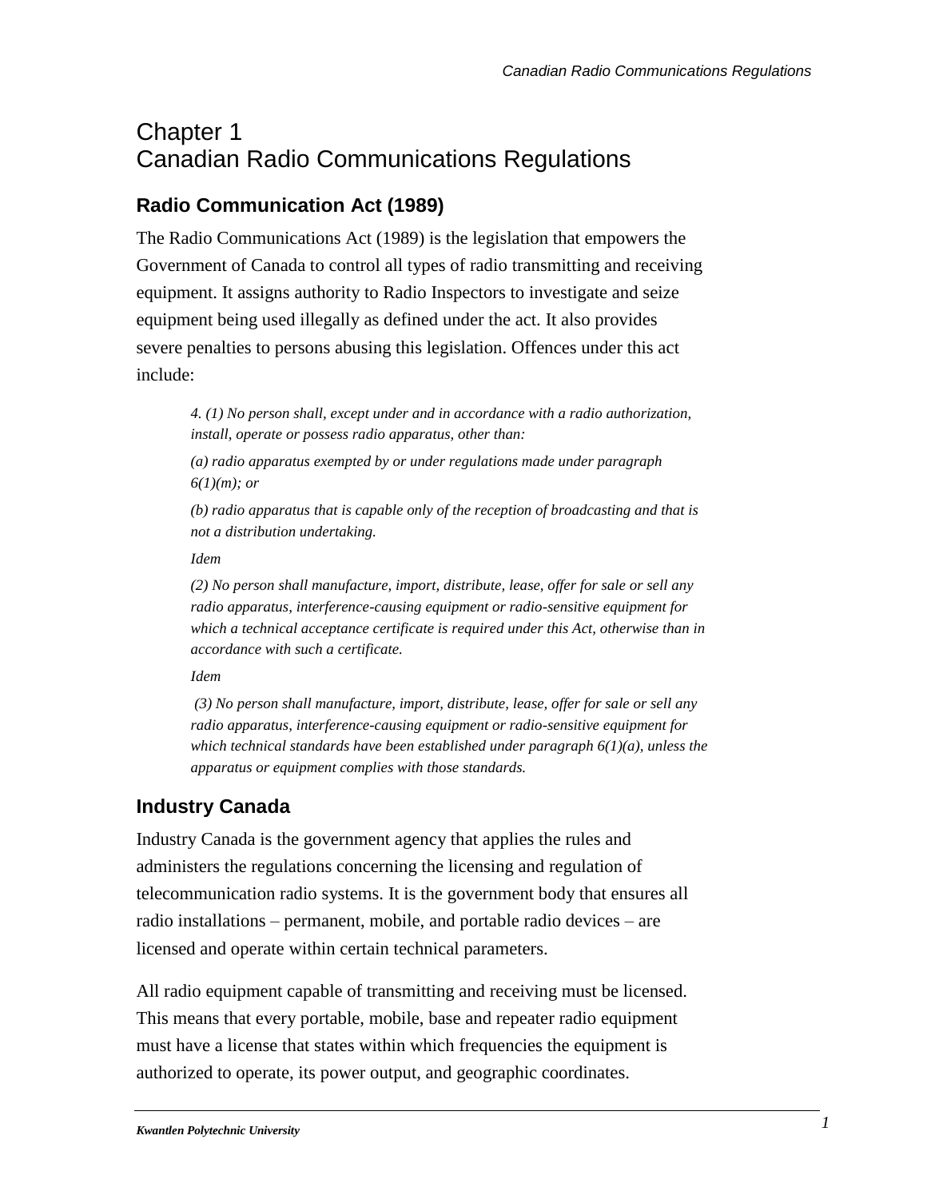# Chapter 1
# Canadian Radio Communications Regulations

## Radio Communication Act (1989)

The Radio Communications Act (1989) is the legislation that empowers the Government of Canada to control all types of radio transmitting and receiving equipment. It assigns authority to Radio Inspectors to investigate and seize equipment being used illegally as defined under the act. It also provides severe penalties to persons abusing this legislation. Offences under this act include:

> *4. (1) No person shall, except under and in accordance with a radio authorization, install, operate or possess radio apparatus, other than:*
>
> *(a) radio apparatus exempted by or under regulations made under paragraph 6(1)(m); or*
>
> *(b) radio apparatus that is capable only of the reception of broadcasting and that is not a distribution undertaking.*
>
> *Idem*
>
> *(2) No person shall manufacture, import, distribute, lease, offer for sale or sell any radio apparatus, interference-causing equipment or radio-sensitive equipment for which a technical acceptance certificate is required under this Act, otherwise than in accordance with such a certificate.*
>
> *Idem*
>
> *(3) No person shall manufacture, import, distribute, lease, offer for sale or sell any radio apparatus, interference-causing equipment or radio-sensitive equipment for which technical standards have been established under paragraph 6(1)(a), unless the apparatus or equipment complies with those standards.*

## Industry Canada

Industry Canada is the government agency that applies the rules and administers the regulations concerning the licensing and regulation of telecommunication radio systems. It is the government body that ensures all radio installations – permanent, mobile, and portable radio devices – are licensed and operate within certain technical parameters.

All radio equipment capable of transmitting and receiving must be licensed. This means that every portable, mobile, base and repeater radio equipment must have a license that states within which frequencies the equipment is authorized to operate, its power output, and geographic coordinates.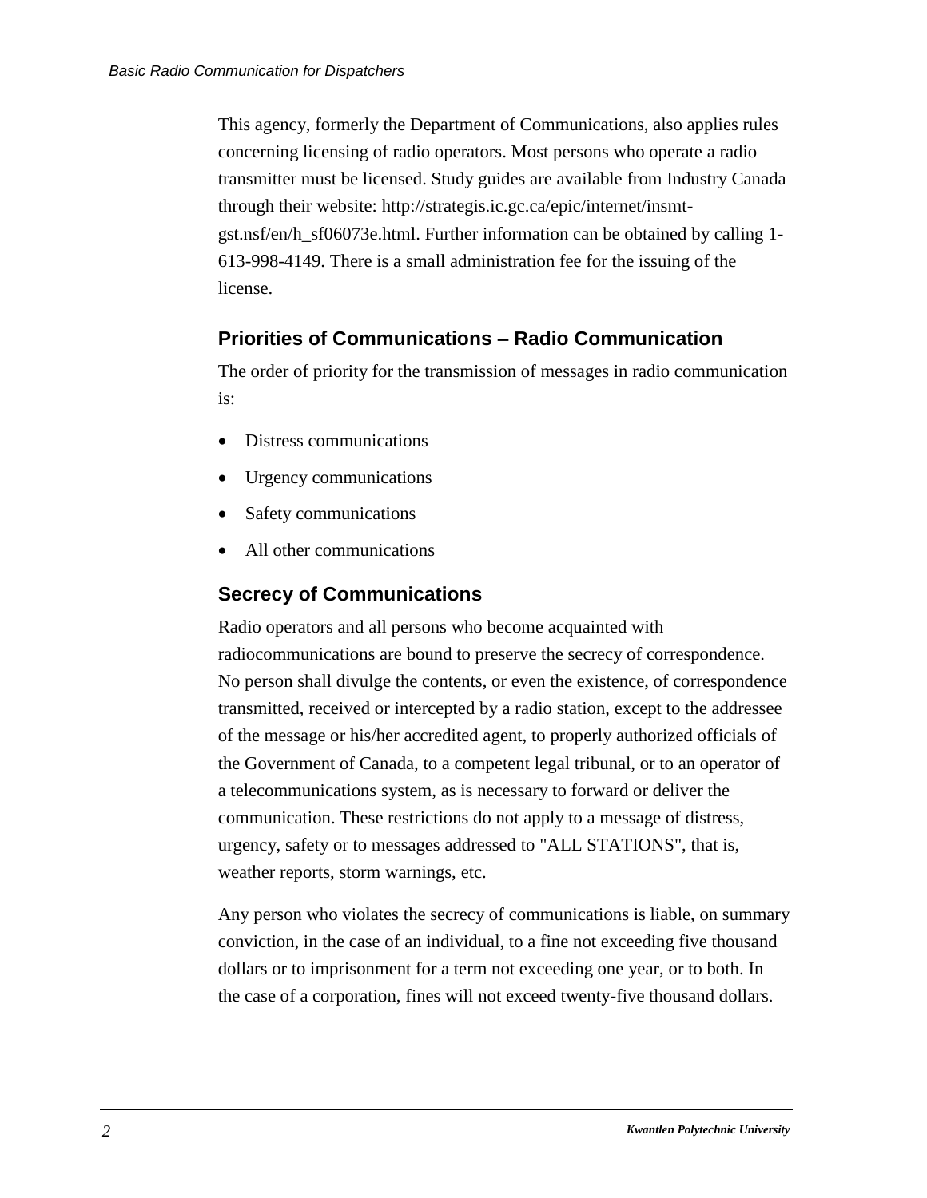This agency, formerly the Department of Communications, also applies rules concerning licensing of radio operators. Most persons who operate a radio transmitter must be licensed. Study guides are available from Industry Canada through their website: http://strategis.ic.gc.ca/epic/internet/insmt-gst.nsf/en/h_sf06073e.html. Further information can be obtained by calling 1-613-998-4149. There is a small administration fee for the issuing of the license.

## Priorities of Communications – Radio Communication

The order of priority for the transmission of messages in radio communication is:

- Distress communications
- Urgency communications
- Safety communications
- All other communications

## Secrecy of Communications

Radio operators and all persons who become acquainted with radiocommunications are bound to preserve the secrecy of correspondence. No person shall divulge the contents, or even the existence, of correspondence transmitted, received or intercepted by a radio station, except to the addressee of the message or his/her accredited agent, to properly authorized officials of the Government of Canada, to a competent legal tribunal, or to an operator of a telecommunications system, as is necessary to forward or deliver the communication. These restrictions do not apply to a message of distress, urgency, safety or to messages addressed to "ALL STATIONS", that is, weather reports, storm warnings, etc.

Any person who violates the secrecy of communications is liable, on summary conviction, in the case of an individual, to a fine not exceeding five thousand dollars or to imprisonment for a term not exceeding one year, or to both. In the case of a corporation, fines will not exceed twenty-five thousand dollars.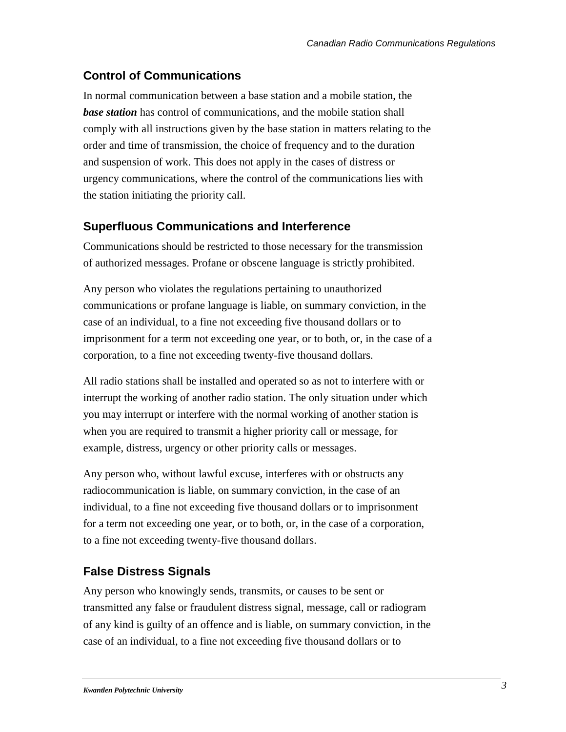## Control of Communications

In normal communication between a base station and a mobile station, the ***base station*** has control of communications, and the mobile station shall comply with all instructions given by the base station in matters relating to the order and time of transmission, the choice of frequency and to the duration and suspension of work. This does not apply in the cases of distress or urgency communications, where the control of the communications lies with the station initiating the priority call.

## Superfluous Communications and Interference

Communications should be restricted to those necessary for the transmission of authorized messages. Profane or obscene language is strictly prohibited.

Any person who violates the regulations pertaining to unauthorized communications or profane language is liable, on summary conviction, in the case of an individual, to a fine not exceeding five thousand dollars or to imprisonment for a term not exceeding one year, or to both, or, in the case of a corporation, to a fine not exceeding twenty-five thousand dollars.

All radio stations shall be installed and operated so as not to interfere with or interrupt the working of another radio station. The only situation under which you may interrupt or interfere with the normal working of another station is when you are required to transmit a higher priority call or message, for example, distress, urgency or other priority calls or messages.

Any person who, without lawful excuse, interferes with or obstructs any radiocommunication is liable, on summary conviction, in the case of an individual, to a fine not exceeding five thousand dollars or to imprisonment for a term not exceeding one year, or to both, or, in the case of a corporation, to a fine not exceeding twenty-five thousand dollars.

## False Distress Signals

Any person who knowingly sends, transmits, or causes to be sent or transmitted any false or fraudulent distress signal, message, call or radiogram of any kind is guilty of an offence and is liable, on summary conviction, in the case of an individual, to a fine not exceeding five thousand dollars or to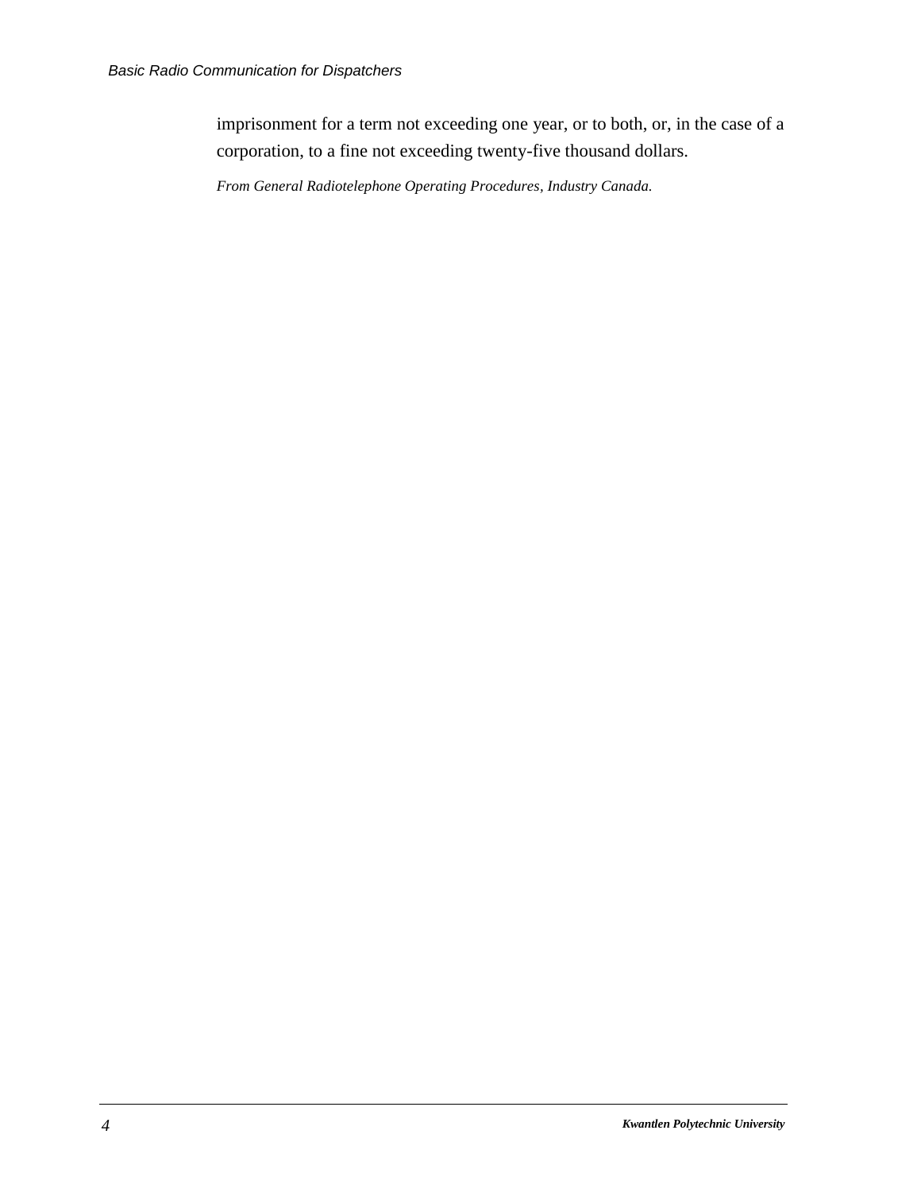imprisonment for a term not exceeding one year, or to both, or, in the case of a corporation, to a fine not exceeding twenty-five thousand dollars.

*From General Radiotelephone Operating Procedures, Industry Canada.*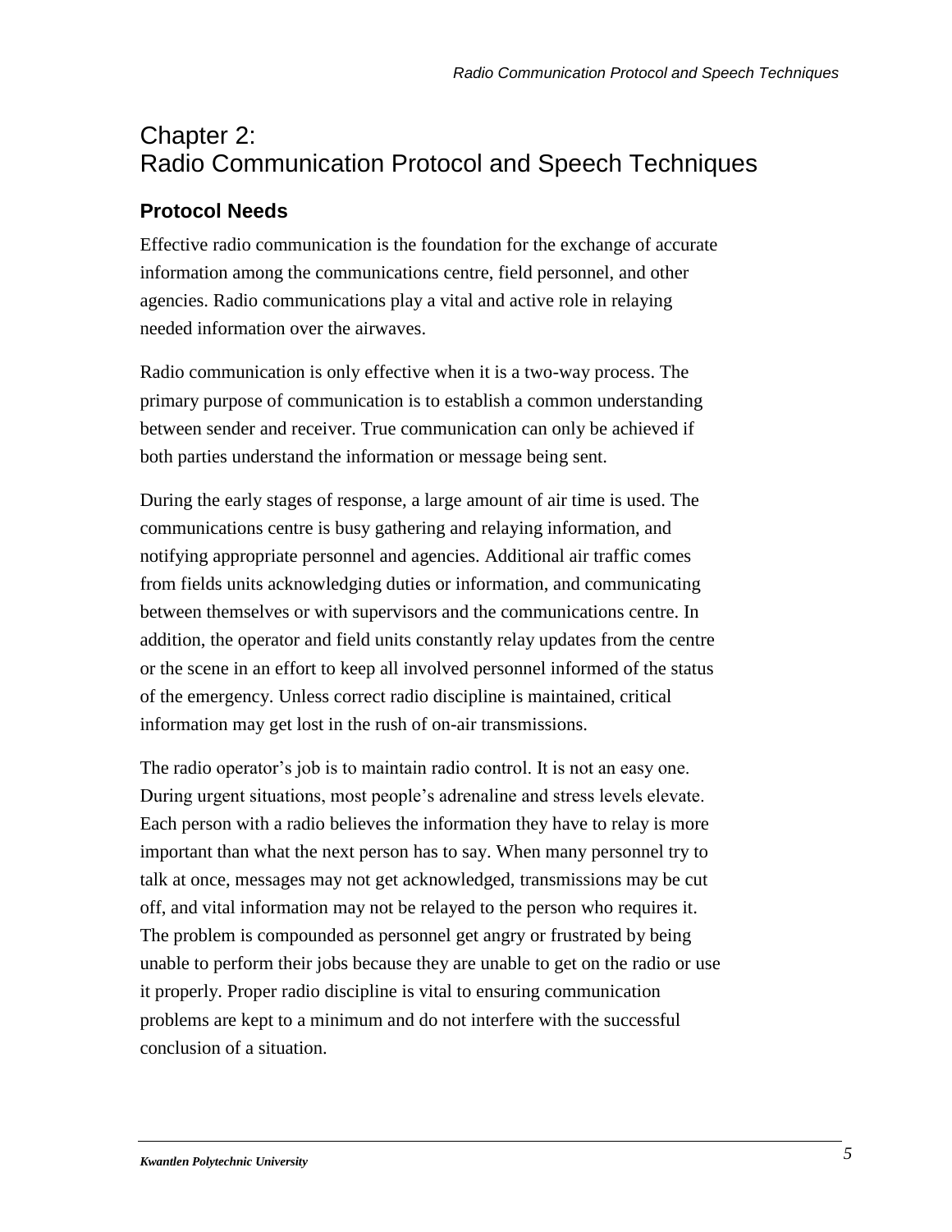# Chapter 2: Radio Communication Protocol and Speech Techniques

## Protocol Needs

Effective radio communication is the foundation for the exchange of accurate information among the communications centre, field personnel, and other agencies. Radio communications play a vital and active role in relaying needed information over the airwaves.

Radio communication is only effective when it is a two-way process. The primary purpose of communication is to establish a common understanding between sender and receiver. True communication can only be achieved if both parties understand the information or message being sent.

During the early stages of response, a large amount of air time is used. The communications centre is busy gathering and relaying information, and notifying appropriate personnel and agencies. Additional air traffic comes from fields units acknowledging duties or information, and communicating between themselves or with supervisors and the communications centre. In addition, the operator and field units constantly relay updates from the centre or the scene in an effort to keep all involved personnel informed of the status of the emergency. Unless correct radio discipline is maintained, critical information may get lost in the rush of on-air transmissions.

The radio operator's job is to maintain radio control. It is not an easy one. During urgent situations, most people's adrenaline and stress levels elevate. Each person with a radio believes the information they have to relay is more important than what the next person has to say. When many personnel try to talk at once, messages may not get acknowledged, transmissions may be cut off, and vital information may not be relayed to the person who requires it. The problem is compounded as personnel get angry or frustrated by being unable to perform their jobs because they are unable to get on the radio or use it properly. Proper radio discipline is vital to ensuring communication problems are kept to a minimum and do not interfere with the successful conclusion of a situation.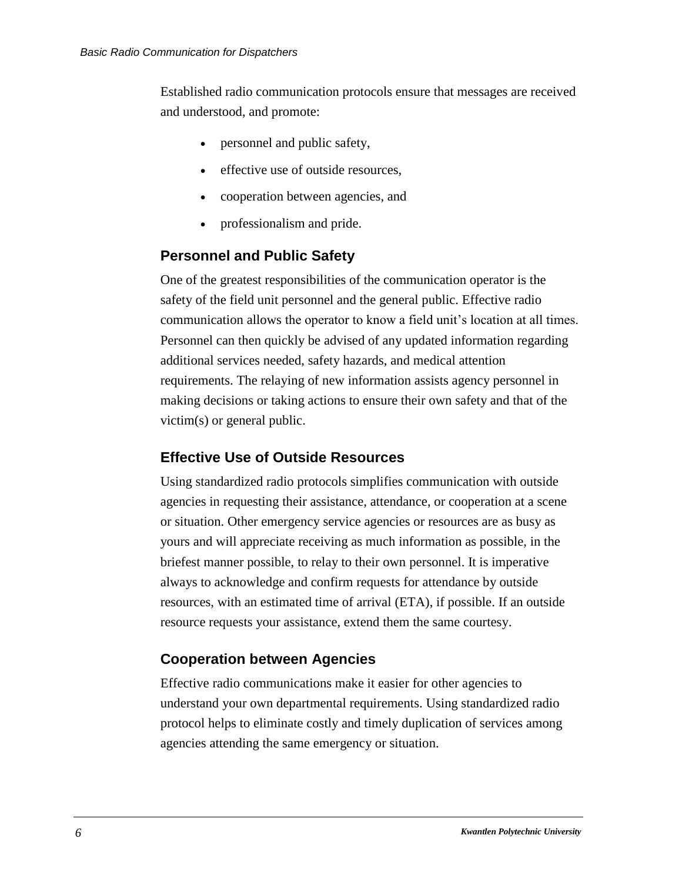Established radio communication protocols ensure that messages are received and understood, and promote:

- personnel and public safety,
- effective use of outside resources,
- cooperation between agencies, and
- professionalism and pride.

### Personnel and Public Safety

One of the greatest responsibilities of the communication operator is the safety of the field unit personnel and the general public. Effective radio communication allows the operator to know a field unit's location at all times. Personnel can then quickly be advised of any updated information regarding additional services needed, safety hazards, and medical attention requirements. The relaying of new information assists agency personnel in making decisions or taking actions to ensure their own safety and that of the victim(s) or general public.

### Effective Use of Outside Resources

Using standardized radio protocols simplifies communication with outside agencies in requesting their assistance, attendance, or cooperation at a scene or situation. Other emergency service agencies or resources are as busy as yours and will appreciate receiving as much information as possible, in the briefest manner possible, to relay to their own personnel. It is imperative always to acknowledge and confirm requests for attendance by outside resources, with an estimated time of arrival (ETA), if possible. If an outside resource requests your assistance, extend them the same courtesy.

### Cooperation between Agencies

Effective radio communications make it easier for other agencies to understand your own departmental requirements. Using standardized radio protocol helps to eliminate costly and timely duplication of services among agencies attending the same emergency or situation.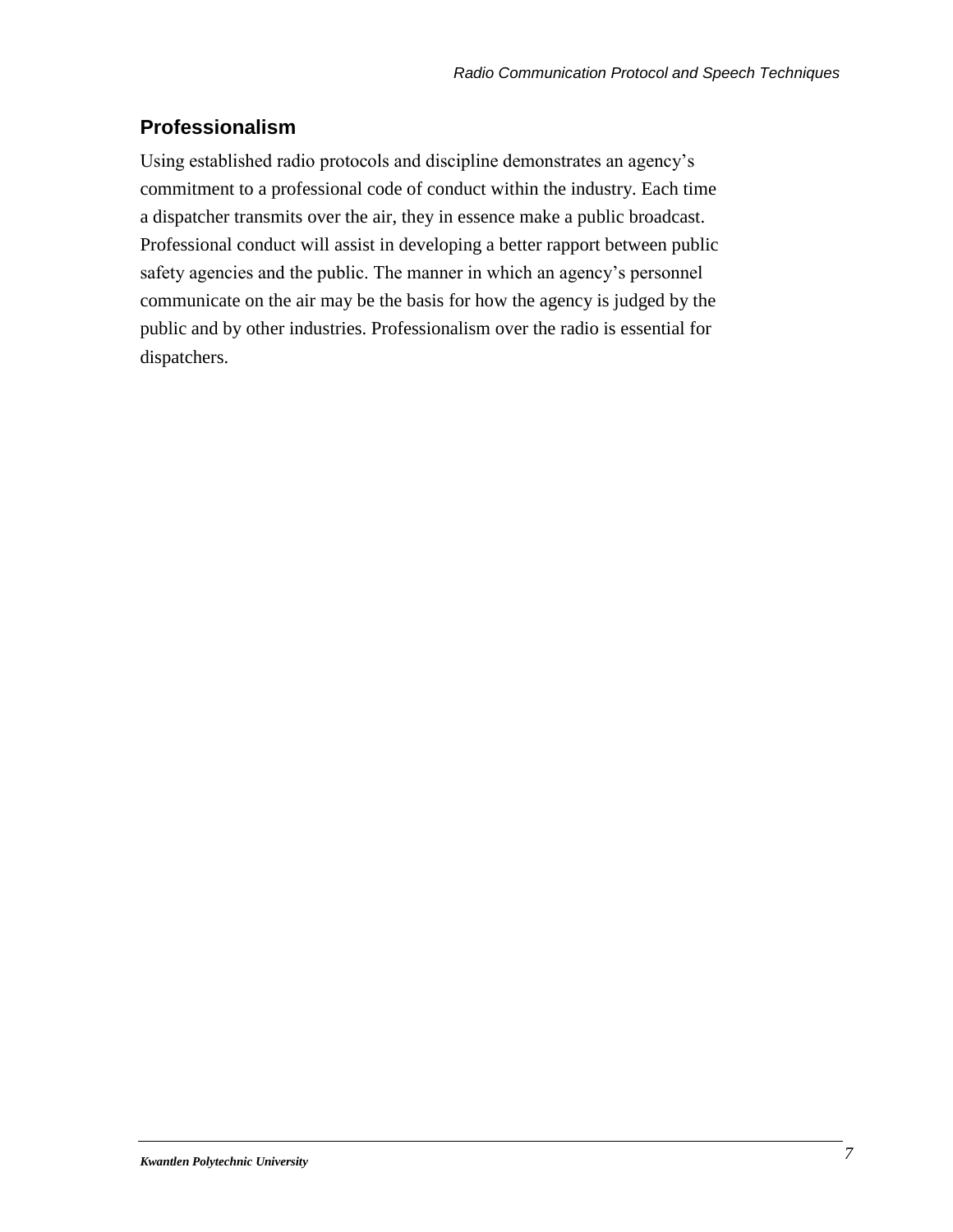## Professionalism

Using established radio protocols and discipline demonstrates an agency's commitment to a professional code of conduct within the industry. Each time a dispatcher transmits over the air, they in essence make a public broadcast. Professional conduct will assist in developing a better rapport between public safety agencies and the public. The manner in which an agency's personnel communicate on the air may be the basis for how the agency is judged by the public and by other industries. Professionalism over the radio is essential for dispatchers.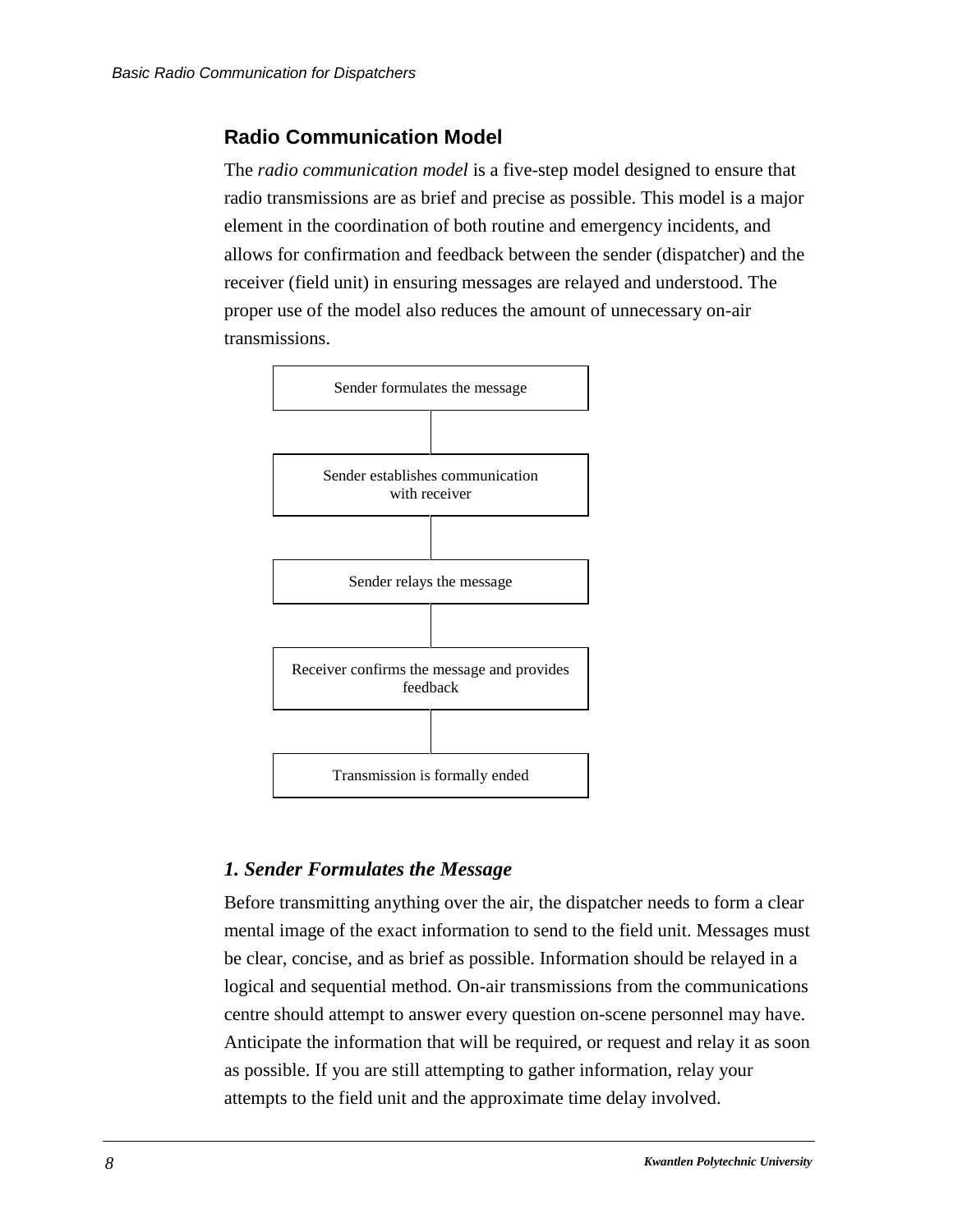## Radio Communication Model

The *radio communication model* is a five-step model designed to ensure that radio transmissions are as brief and precise as possible. This model is a major element in the coordination of both routine and emergency incidents, and allows for confirmation and feedback between the sender (dispatcher) and the receiver (field unit) in ensuring messages are relayed and understood. The proper use of the model also reduces the amount of unnecessary on-air transmissions.

Sender formulates the message

↓

Sender establishes communication with receiver

↓

Sender relays the message

↓

Receiver confirms the message and provides feedback

↓

Transmission is formally ended

### *1. Sender Formulates the Message*

Before transmitting anything over the air, the dispatcher needs to form a clear mental image of the exact information to send to the field unit. Messages must be clear, concise, and as brief as possible. Information should be relayed in a logical and sequential method. On-air transmissions from the communications centre should attempt to answer every question on-scene personnel may have. Anticipate the information that will be required, or request and relay it as soon as possible. If you are still attempting to gather information, relay your attempts to the field unit and the approximate time delay involved.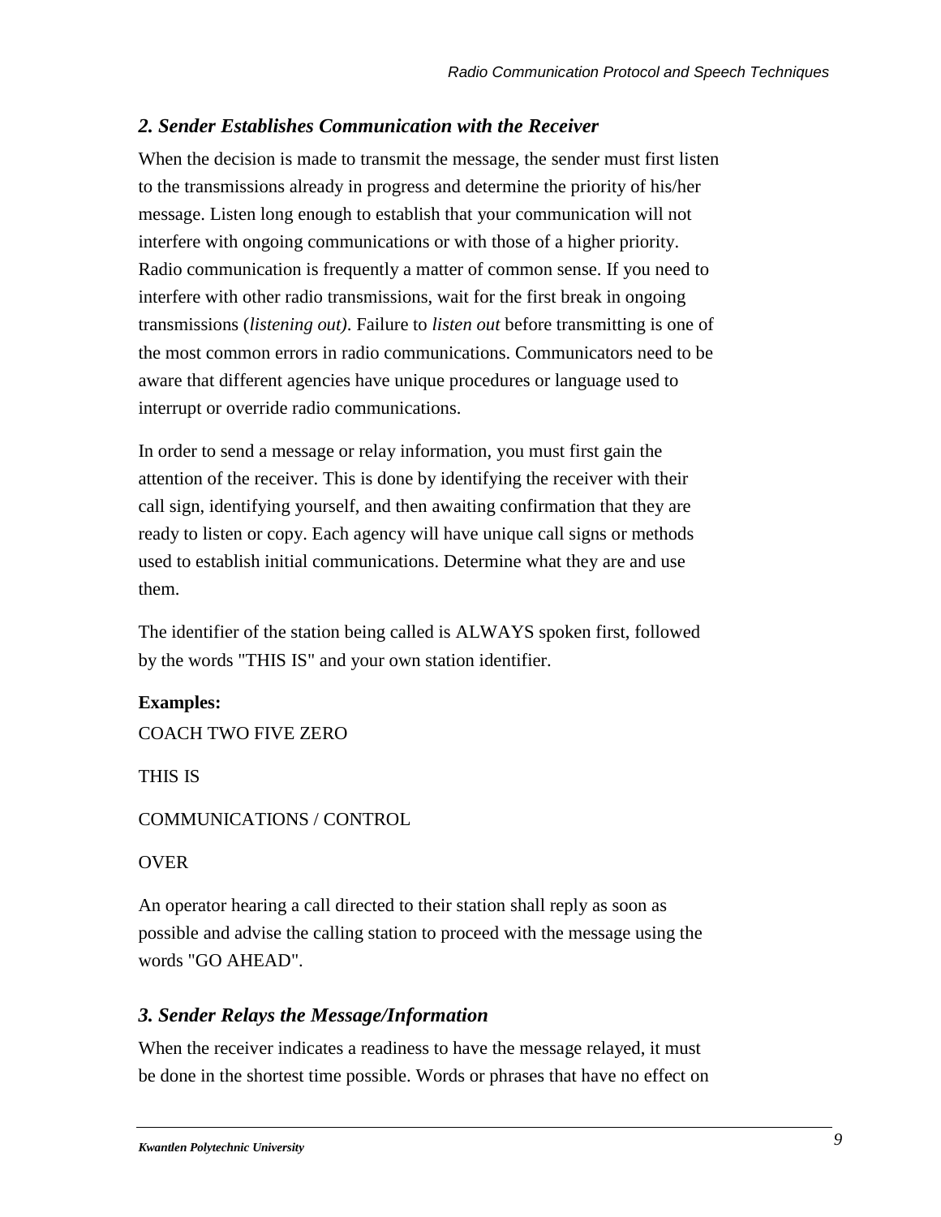## *2. Sender Establishes Communication with the Receiver*

When the decision is made to transmit the message, the sender must first listen to the transmissions already in progress and determine the priority of his/her message. Listen long enough to establish that your communication will not interfere with ongoing communications or with those of a higher priority. Radio communication is frequently a matter of common sense. If you need to interfere with other radio transmissions, wait for the first break in ongoing transmissions (*listening out)*. Failure to *listen out* before transmitting is one of the most common errors in radio communications. Communicators need to be aware that different agencies have unique procedures or language used to interrupt or override radio communications.

In order to send a message or relay information, you must first gain the attention of the receiver. This is done by identifying the receiver with their call sign, identifying yourself, and then awaiting confirmation that they are ready to listen or copy. Each agency will have unique call signs or methods used to establish initial communications. Determine what they are and use them.

The identifier of the station being called is ALWAYS spoken first, followed by the words "THIS IS" and your own station identifier.

**Examples:**

COACH TWO FIVE ZERO

THIS IS

COMMUNICATIONS / CONTROL

OVER

An operator hearing a call directed to their station shall reply as soon as possible and advise the calling station to proceed with the message using the words "GO AHEAD".

## *3. Sender Relays the Message/Information*

When the receiver indicates a readiness to have the message relayed, it must be done in the shortest time possible. Words or phrases that have no effect on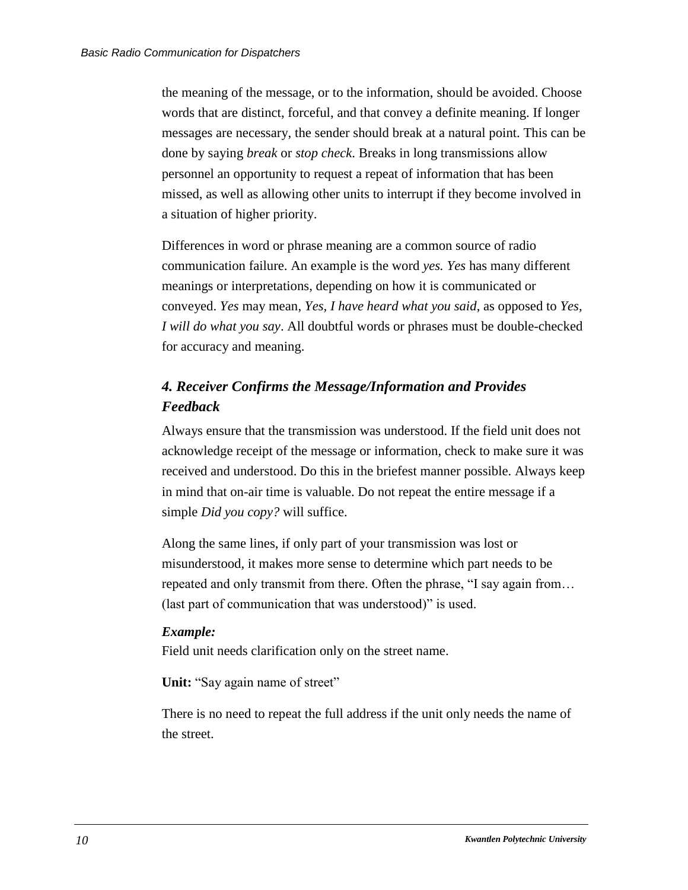the meaning of the message, or to the information, should be avoided. Choose words that are distinct, forceful, and that convey a definite meaning. If longer messages are necessary, the sender should break at a natural point. This can be done by saying *break* or *stop check*. Breaks in long transmissions allow personnel an opportunity to request a repeat of information that has been missed, as well as allowing other units to interrupt if they become involved in a situation of higher priority.

Differences in word or phrase meaning are a common source of radio communication failure. An example is the word *yes. Yes* has many different meanings or interpretations, depending on how it is communicated or conveyed. *Yes* may mean, *Yes, I have heard what you said*, as opposed to *Yes, I will do what you say*. All doubtful words or phrases must be double-checked for accuracy and meaning.

### *4. Receiver Confirms the Message/Information and Provides Feedback*

Always ensure that the transmission was understood. If the field unit does not acknowledge receipt of the message or information, check to make sure it was received and understood. Do this in the briefest manner possible. Always keep in mind that on-air time is valuable. Do not repeat the entire message if a simple *Did you copy?* will suffice.

Along the same lines, if only part of your transmission was lost or misunderstood, it makes more sense to determine which part needs to be repeated and only transmit from there. Often the phrase, "I say again from… (last part of communication that was understood)" is used.

***Example:***
Field unit needs clarification only on the street name.

**Unit:** "Say again name of street"

There is no need to repeat the full address if the unit only needs the name of the street.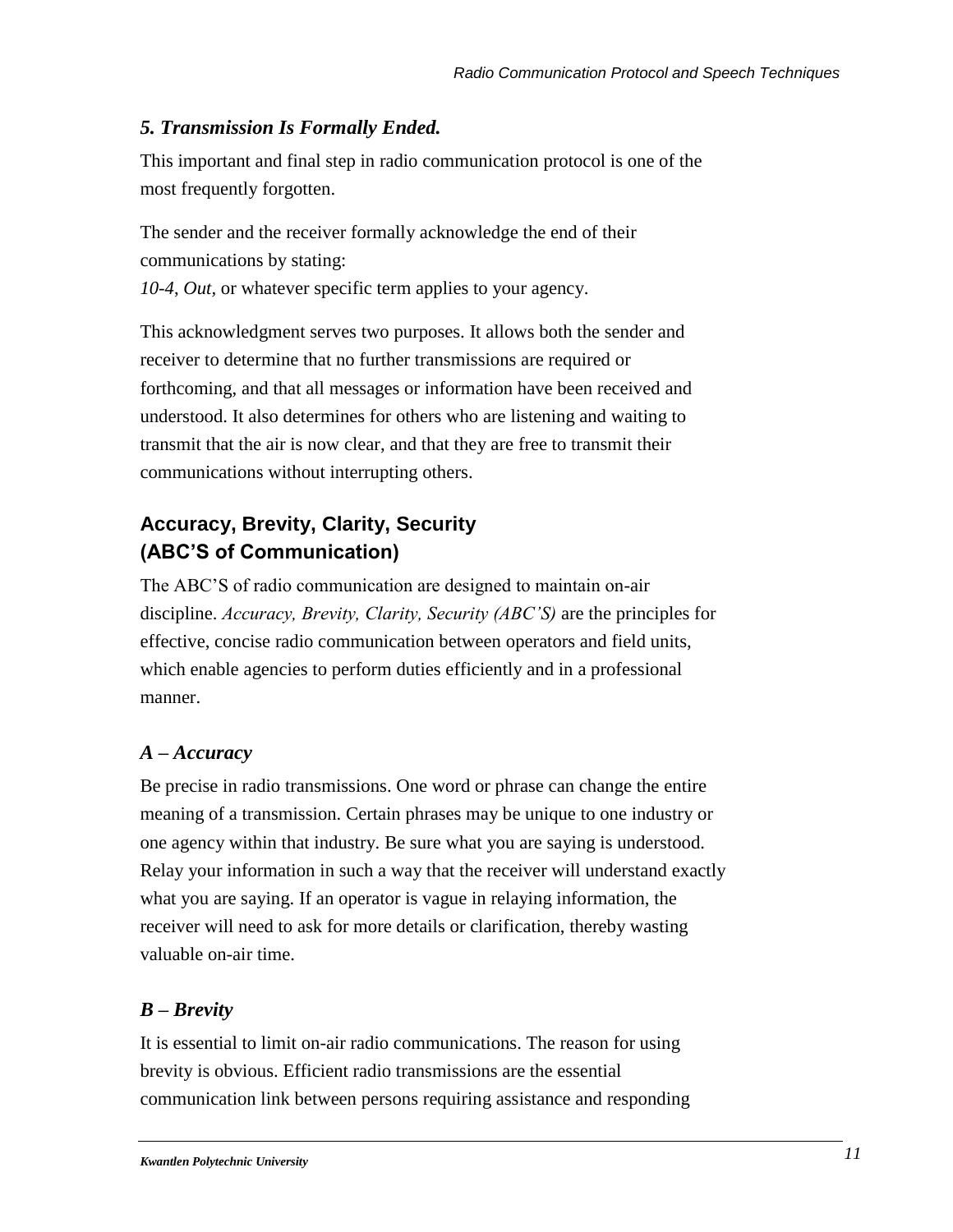### *5. Transmission Is Formally Ended.*

This important and final step in radio communication protocol is one of the most frequently forgotten.

The sender and the receiver formally acknowledge the end of their communications by stating:
*10-4*, *Out*, or whatever specific term applies to your agency.

This acknowledgment serves two purposes. It allows both the sender and receiver to determine that no further transmissions are required or forthcoming, and that all messages or information have been received and understood. It also determines for others who are listening and waiting to transmit that the air is now clear, and that they are free to transmit their communications without interrupting others.

## Accuracy, Brevity, Clarity, Security (ABC'S of Communication)

The ABC'S of radio communication are designed to maintain on-air discipline. *Accuracy, Brevity, Clarity, Security (ABC'S)* are the principles for effective, concise radio communication between operators and field units, which enable agencies to perform duties efficiently and in a professional manner.

### *A – Accuracy*

Be precise in radio transmissions. One word or phrase can change the entire meaning of a transmission. Certain phrases may be unique to one industry or one agency within that industry. Be sure what you are saying is understood. Relay your information in such a way that the receiver will understand exactly what you are saying. If an operator is vague in relaying information, the receiver will need to ask for more details or clarification, thereby wasting valuable on-air time.

### *B – Brevity*

It is essential to limit on-air radio communications. The reason for using brevity is obvious. Efficient radio transmissions are the essential communication link between persons requiring assistance and responding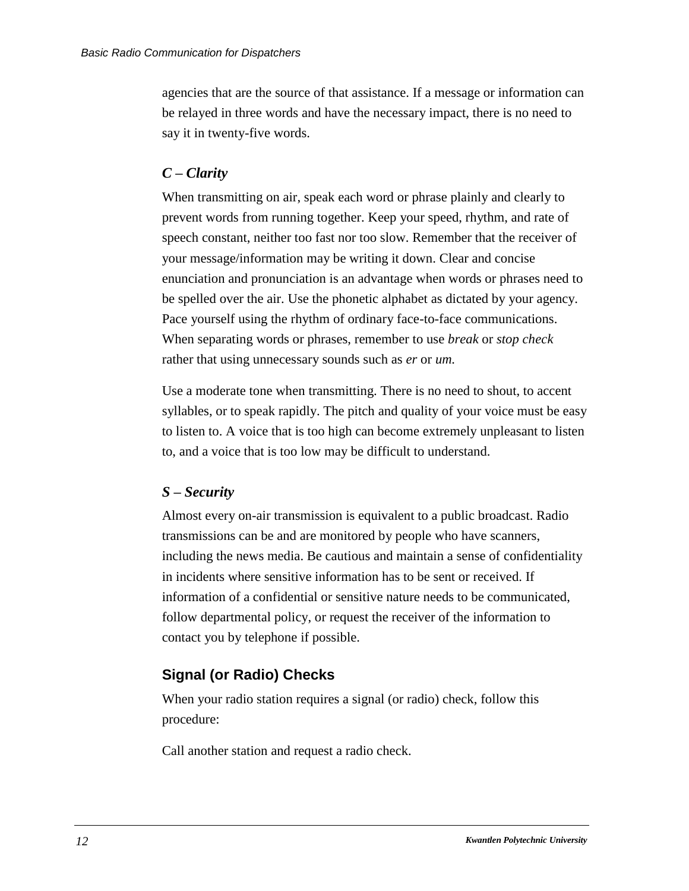agencies that are the source of that assistance. If a message or information can be relayed in three words and have the necessary impact, there is no need to say it in twenty-five words.

### *C – Clarity*

When transmitting on air, speak each word or phrase plainly and clearly to prevent words from running together. Keep your speed, rhythm, and rate of speech constant, neither too fast nor too slow. Remember that the receiver of your message/information may be writing it down. Clear and concise enunciation and pronunciation is an advantage when words or phrases need to be spelled over the air. Use the phonetic alphabet as dictated by your agency. Pace yourself using the rhythm of ordinary face-to-face communications. When separating words or phrases, remember to use *break* or *stop check* rather that using unnecessary sounds such as *er* or *um.*

Use a moderate tone when transmitting. There is no need to shout, to accent syllables, or to speak rapidly. The pitch and quality of your voice must be easy to listen to. A voice that is too high can become extremely unpleasant to listen to, and a voice that is too low may be difficult to understand.

### *S – Security*

Almost every on-air transmission is equivalent to a public broadcast. Radio transmissions can be and are monitored by people who have scanners, including the news media. Be cautious and maintain a sense of confidentiality in incidents where sensitive information has to be sent or received. If information of a confidential or sensitive nature needs to be communicated, follow departmental policy, or request the receiver of the information to contact you by telephone if possible.

## Signal (or Radio) Checks

When your radio station requires a signal (or radio) check, follow this procedure:

Call another station and request a radio check.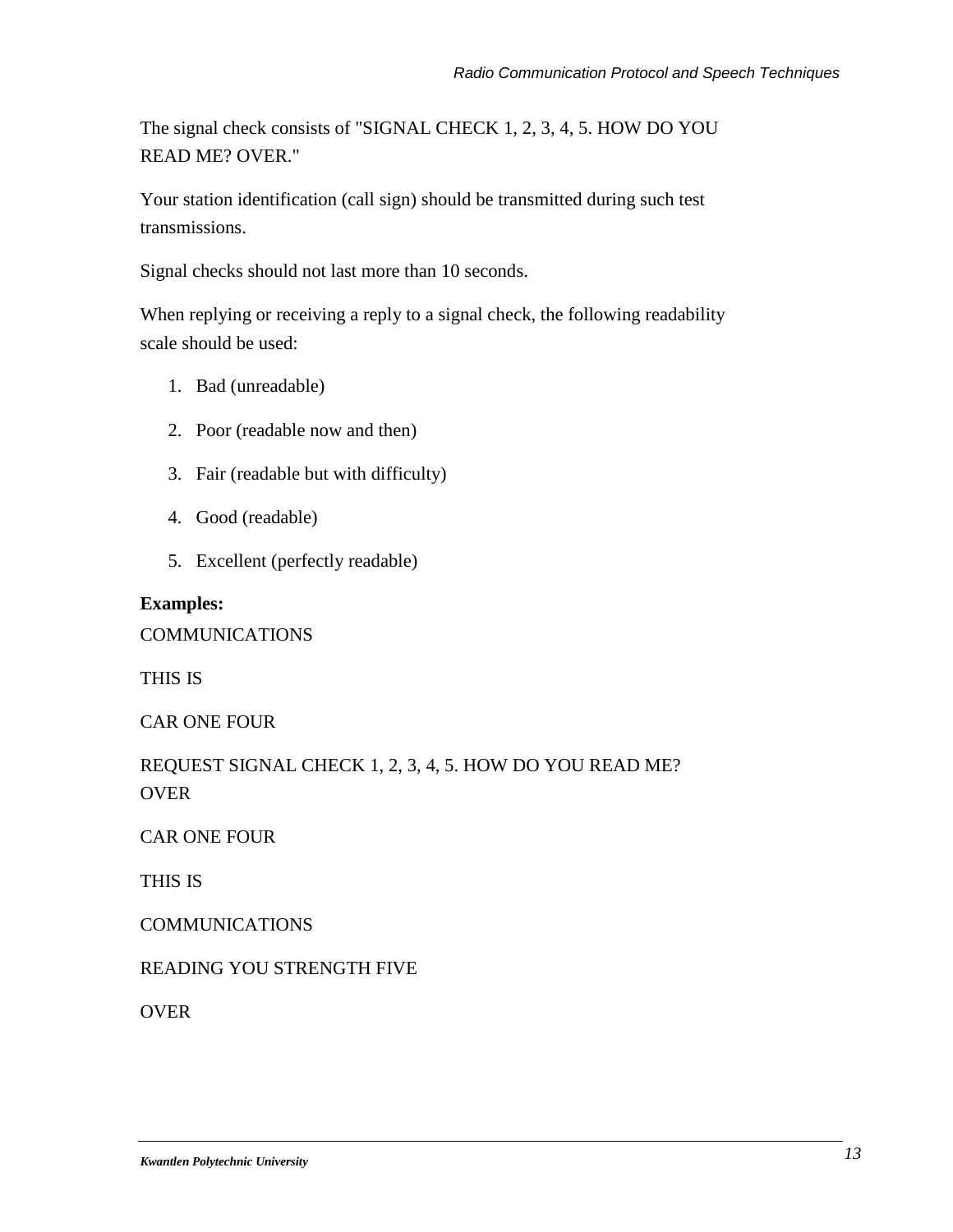The signal check consists of "SIGNAL CHECK 1, 2, 3, 4, 5. HOW DO YOU READ ME? OVER."

Your station identification (call sign) should be transmitted during such test transmissions.

Signal checks should not last more than 10 seconds.

When replying or receiving a reply to a signal check, the following readability scale should be used:

1. Bad (unreadable)
2. Poor (readable now and then)
3. Fair (readable but with difficulty)
4. Good (readable)
5. Excellent (perfectly readable)

**Examples:**

COMMUNICATIONS

THIS IS

CAR ONE FOUR

REQUEST SIGNAL CHECK 1, 2, 3, 4, 5. HOW DO YOU READ ME? OVER

CAR ONE FOUR

THIS IS

COMMUNICATIONS

READING YOU STRENGTH FIVE

OVER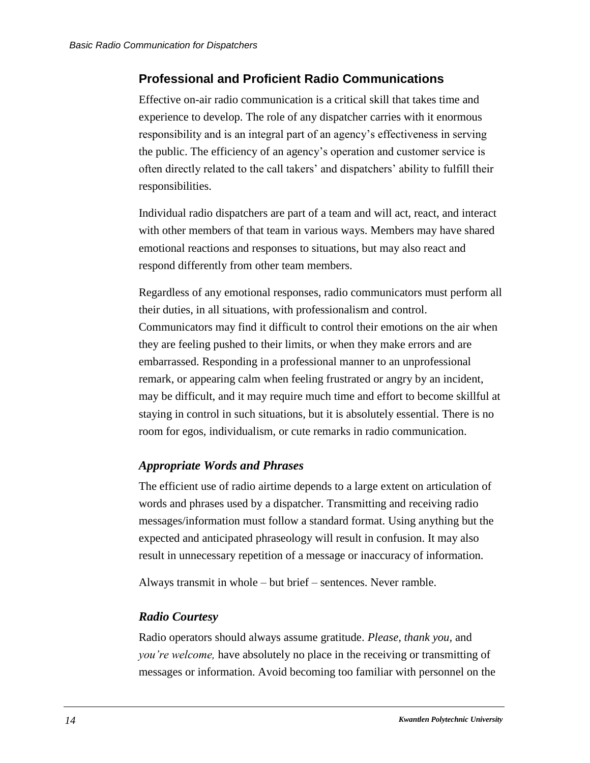## Professional and Proficient Radio Communications

Effective on-air radio communication is a critical skill that takes time and experience to develop. The role of any dispatcher carries with it enormous responsibility and is an integral part of an agency's effectiveness in serving the public. The efficiency of an agency's operation and customer service is often directly related to the call takers' and dispatchers' ability to fulfill their responsibilities.

Individual radio dispatchers are part of a team and will act, react, and interact with other members of that team in various ways. Members may have shared emotional reactions and responses to situations, but may also react and respond differently from other team members.

Regardless of any emotional responses, radio communicators must perform all their duties, in all situations, with professionalism and control. Communicators may find it difficult to control their emotions on the air when they are feeling pushed to their limits, or when they make errors and are embarrassed. Responding in a professional manner to an unprofessional remark, or appearing calm when feeling frustrated or angry by an incident, may be difficult, and it may require much time and effort to become skillful at staying in control in such situations, but it is absolutely essential. There is no room for egos, individualism, or cute remarks in radio communication.

### *Appropriate Words and Phrases*

The efficient use of radio airtime depends to a large extent on articulation of words and phrases used by a dispatcher. Transmitting and receiving radio messages/information must follow a standard format. Using anything but the expected and anticipated phraseology will result in confusion. It may also result in unnecessary repetition of a message or inaccuracy of information.

Always transmit in whole – but brief – sentences. Never ramble.

### *Radio Courtesy*

Radio operators should always assume gratitude. *Please, thank you,* and *you're welcome,* have absolutely no place in the receiving or transmitting of messages or information. Avoid becoming too familiar with personnel on the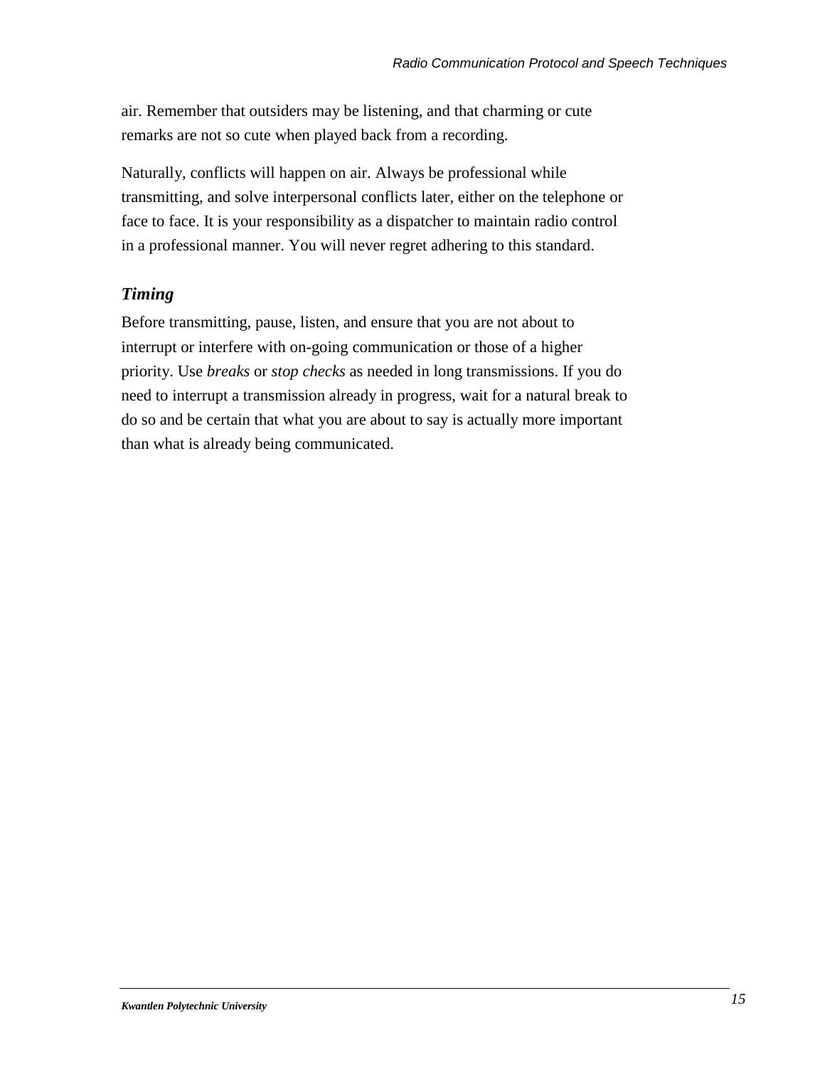air. Remember that outsiders may be listening, and that charming or cute remarks are not so cute when played back from a recording.

Naturally, conflicts will happen on air. Always be professional while transmitting, and solve interpersonal conflicts later, either on the telephone or face to face. It is your responsibility as a dispatcher to maintain radio control in a professional manner. You will never regret adhering to this standard.

### *Timing*

Before transmitting, pause, listen, and ensure that you are not about to interrupt or interfere with on-going communication or those of a higher priority. Use *breaks* or *stop checks* as needed in long transmissions. If you do need to interrupt a transmission already in progress, wait for a natural break to do so and be certain that what you are about to say is actually more important than what is already being communicated.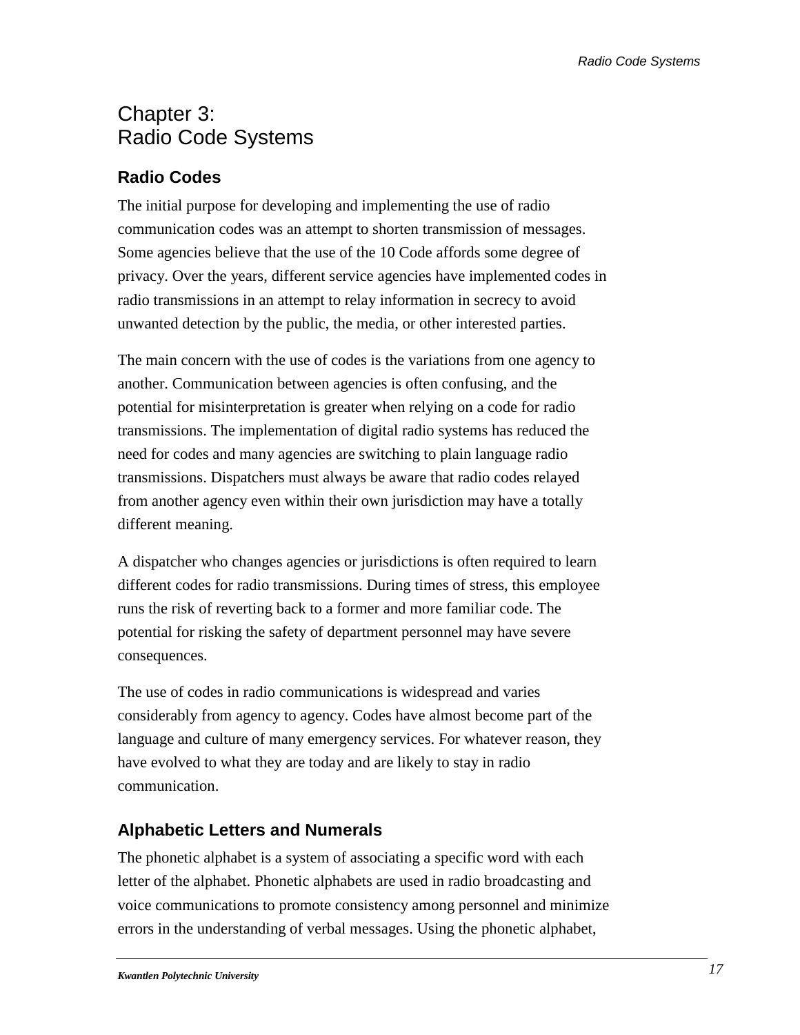# Chapter 3: Radio Code Systems

## Radio Codes

The initial purpose for developing and implementing the use of radio communication codes was an attempt to shorten transmission of messages. Some agencies believe that the use of the 10 Code affords some degree of privacy. Over the years, different service agencies have implemented codes in radio transmissions in an attempt to relay information in secrecy to avoid unwanted detection by the public, the media, or other interested parties.

The main concern with the use of codes is the variations from one agency to another. Communication between agencies is often confusing, and the potential for misinterpretation is greater when relying on a code for radio transmissions. The implementation of digital radio systems has reduced the need for codes and many agencies are switching to plain language radio transmissions. Dispatchers must always be aware that radio codes relayed from another agency even within their own jurisdiction may have a totally different meaning.

A dispatcher who changes agencies or jurisdictions is often required to learn different codes for radio transmissions. During times of stress, this employee runs the risk of reverting back to a former and more familiar code. The potential for risking the safety of department personnel may have severe consequences.

The use of codes in radio communications is widespread and varies considerably from agency to agency. Codes have almost become part of the language and culture of many emergency services. For whatever reason, they have evolved to what they are today and are likely to stay in radio communication.

## Alphabetic Letters and Numerals

The phonetic alphabet is a system of associating a specific word with each letter of the alphabet. Phonetic alphabets are used in radio broadcasting and voice communications to promote consistency among personnel and minimize errors in the understanding of verbal messages. Using the phonetic alphabet,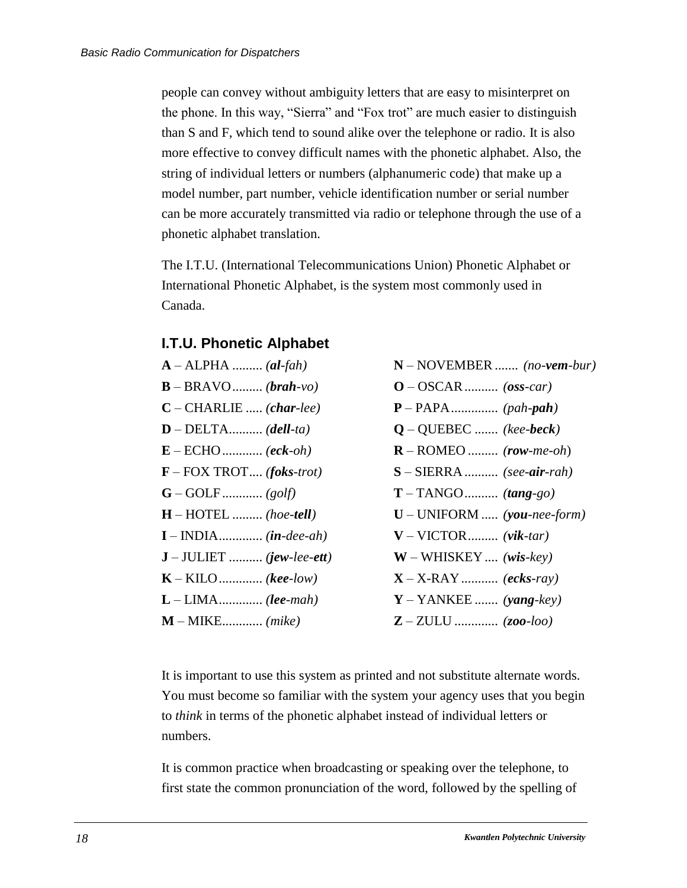people can convey without ambiguity letters that are easy to misinterpret on the phone. In this way, "Sierra" and "Fox trot" are much easier to distinguish than S and F, which tend to sound alike over the telephone or radio. It is also more effective to convey difficult names with the phonetic alphabet. Also, the string of individual letters or numbers (alphanumeric code) that make up a model number, part number, vehicle identification number or serial number can be more accurately transmitted via radio or telephone through the use of a phonetic alphabet translation.

The I.T.U. (International Telecommunications Union) Phonetic Alphabet or International Phonetic Alphabet, is the system most commonly used in Canada.

### I.T.U. Phonetic Alphabet

**A** – ALPHA ......... *(**al**-fah)*
**B** – BRAVO......... *(**brah**-vo)*
**C** – CHARLIE ..... *(**char**-lee)*
**D** – DELTA.......... *(**dell**-ta)*
**E** – ECHO............ *(**eck**-oh)*
**F** – FOX TROT.... *(**foks**-trot)*
**G** – GOLF............ *(golf)*
**H** – HOTEL ......... *(hoe-**tell**)*
**I** – INDIA............. *(**in**-dee-ah)*
**J** – JULIET .......... *(**jew**-lee-**ett**)*
**K** – KILO............. *(**kee**-low)*
**L** – LIMA............. *(**lee**-mah)*
**M** – MIKE............ *(mike)*
**N** – NOVEMBER ....... *(no-**vem**-bur)*
**O** – OSCAR.......... *(**oss**-car)*
**P** – PAPA.............. *(pah-**pah**)*
**Q** – QUEBEC ....... *(kee-**beck**)*
**R** – ROMEO ......... *(**row**-me-oh)*
**S** – SIERRA .......... *(see-**air**-rah)*
**T** – TANGO.......... *(**tang**-go)*
**U** – UNIFORM ..... *(**you**-nee-form)*
**V** – VICTOR......... *(**vik**-tar)*
**W** – WHISKEY .... *(**wis**-key)*
**X** – X-RAY ........... *(**ecks**-ray)*
**Y** – YANKEE ....... *(**yang**-key)*
**Z** – ZULU ............. *(**zoo**-loo)*

It is important to use this system as printed and not substitute alternate words. You must become so familiar with the system your agency uses that you begin to *think* in terms of the phonetic alphabet instead of individual letters or numbers.

It is common practice when broadcasting or speaking over the telephone, to first state the common pronunciation of the word, followed by the spelling of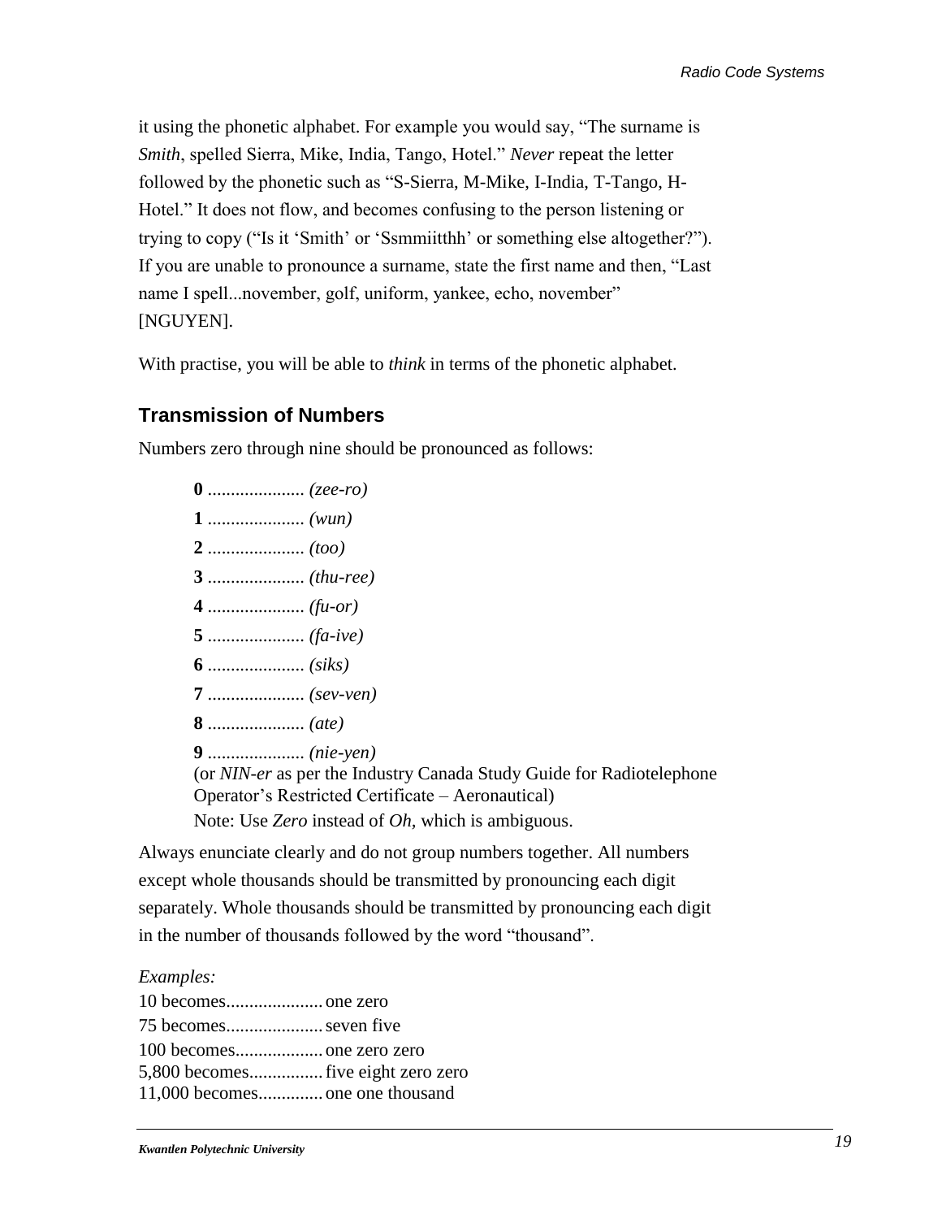it using the phonetic alphabet. For example you would say, "The surname is *Smith*, spelled Sierra, Mike, India, Tango, Hotel." *Never* repeat the letter followed by the phonetic such as "S-Sierra, M-Mike, I-India, T-Tango, H-Hotel." It does not flow, and becomes confusing to the person listening or trying to copy ("Is it 'Smith' or 'Ssmmiitthh' or something else altogether?"). If you are unable to pronounce a surname, state the first name and then, "Last name I spell...november, golf, uniform, yankee, echo, november" [NGUYEN].

With practise, you will be able to *think* in terms of the phonetic alphabet.

## Transmission of Numbers

Numbers zero through nine should be pronounced as follows:

**0** .................... *(zee-ro)*

**1** .................... *(wun)*

**2** .................... *(too)*

**3** .................... *(thu-ree)*

**4** .................... *(fu-or)*

**5** .................... *(fa-ive)*

**6** .................... *(siks)*

**7** .................... *(sev-ven)*

**8** .................... *(ate)*

**9** .................... *(nie-yen)*
(or *NIN-er* as per the Industry Canada Study Guide for Radiotelephone Operator's Restricted Certificate – Aeronautical)
Note: Use *Zero* instead of *Oh*, which is ambiguous.

Always enunciate clearly and do not group numbers together. All numbers except whole thousands should be transmitted by pronouncing each digit separately. Whole thousands should be transmitted by pronouncing each digit in the number of thousands followed by the word "thousand".

*Examples:*

10 becomes.................... one zero
75 becomes.................... seven five
100 becomes.................. one zero zero
5,800 becomes............... five eight zero zero
11,000 becomes............. one one thousand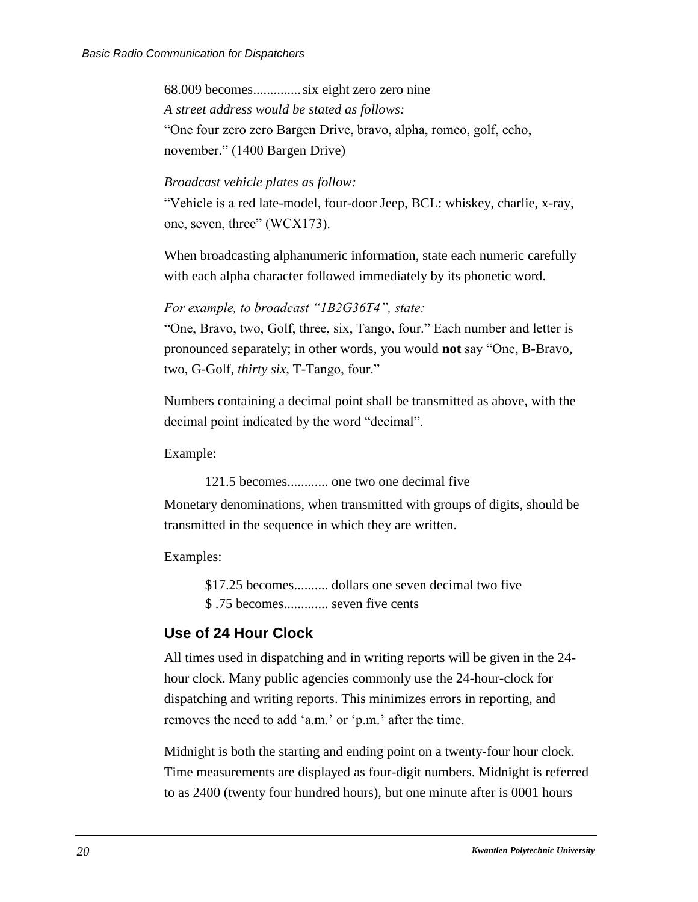68.009 becomes.............six eight zero zero nine

*A street address would be stated as follows:*

"One four zero zero Bargen Drive, bravo, alpha, romeo, golf, echo, november." (1400 Bargen Drive)

*Broadcast vehicle plates as follow:*

"Vehicle is a red late-model, four-door Jeep, BCL: whiskey, charlie, x-ray, one, seven, three" (WCX173).

When broadcasting alphanumeric information, state each numeric carefully with each alpha character followed immediately by its phonetic word.

*For example, to broadcast "1B2G36T4", state:*

"One, Bravo, two, Golf, three, six, Tango, four." Each number and letter is pronounced separately; in other words, you would **not** say "One, B-Bravo, two, G-Golf, *thirty six*, T-Tango, four."

Numbers containing a decimal point shall be transmitted as above, with the decimal point indicated by the word "decimal".

Example:

121.5 becomes............ one two one decimal five

Monetary denominations, when transmitted with groups of digits, should be transmitted in the sequence in which they are written.

Examples:

$17.25 becomes.......... dollars one seven decimal two five

$ .75 becomes............. seven five cents

## Use of 24 Hour Clock

All times used in dispatching and in writing reports will be given in the 24-hour clock. Many public agencies commonly use the 24-hour-clock for dispatching and writing reports. This minimizes errors in reporting, and removes the need to add 'a.m.' or 'p.m.' after the time.

Midnight is both the starting and ending point on a twenty-four hour clock. Time measurements are displayed as four-digit numbers. Midnight is referred to as 2400 (twenty four hundred hours), but one minute after is 0001 hours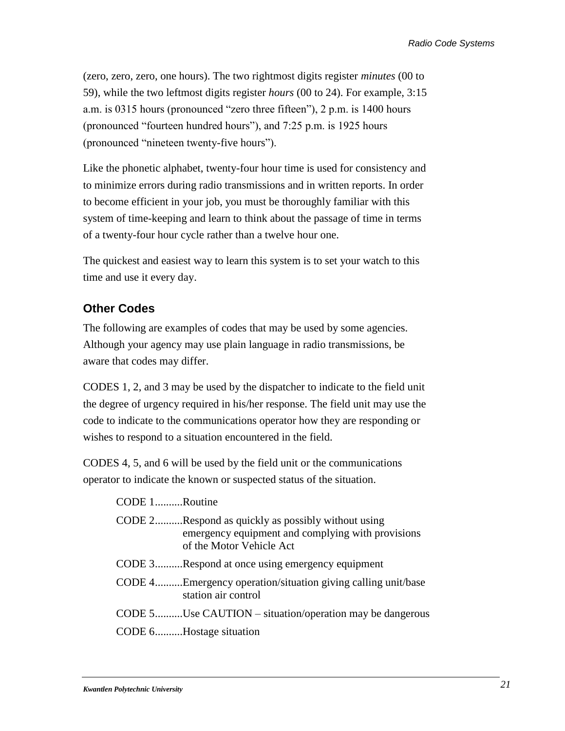(zero, zero, zero, one hours). The two rightmost digits register *minutes* (00 to 59), while the two leftmost digits register *hours* (00 to 24). For example, 3:15 a.m. is 0315 hours (pronounced "zero three fifteen"), 2 p.m. is 1400 hours (pronounced "fourteen hundred hours"), and 7:25 p.m. is 1925 hours (pronounced "nineteen twenty-five hours").

Like the phonetic alphabet, twenty-four hour time is used for consistency and to minimize errors during radio transmissions and in written reports. In order to become efficient in your job, you must be thoroughly familiar with this system of time-keeping and learn to think about the passage of time in terms of a twenty-four hour cycle rather than a twelve hour one.

The quickest and easiest way to learn this system is to set your watch to this time and use it every day.

## Other Codes

The following are examples of codes that may be used by some agencies. Although your agency may use plain language in radio transmissions, be aware that codes may differ.

CODES 1, 2, and 3 may be used by the dispatcher to indicate to the field unit the degree of urgency required in his/her response. The field unit may use the code to indicate to the communications operator how they are responding or wishes to respond to a situation encountered in the field.

CODES 4, 5, and 6 will be used by the field unit or the communications operator to indicate the known or suspected status of the situation.

- CODE 1..........Routine
- CODE 2..........Respond as quickly as possibly without using emergency equipment and complying with provisions of the Motor Vehicle Act
- CODE 3..........Respond at once using emergency equipment
- CODE 4..........Emergency operation/situation giving calling unit/base station air control
- CODE 5..........Use CAUTION – situation/operation may be dangerous
- CODE 6..........Hostage situation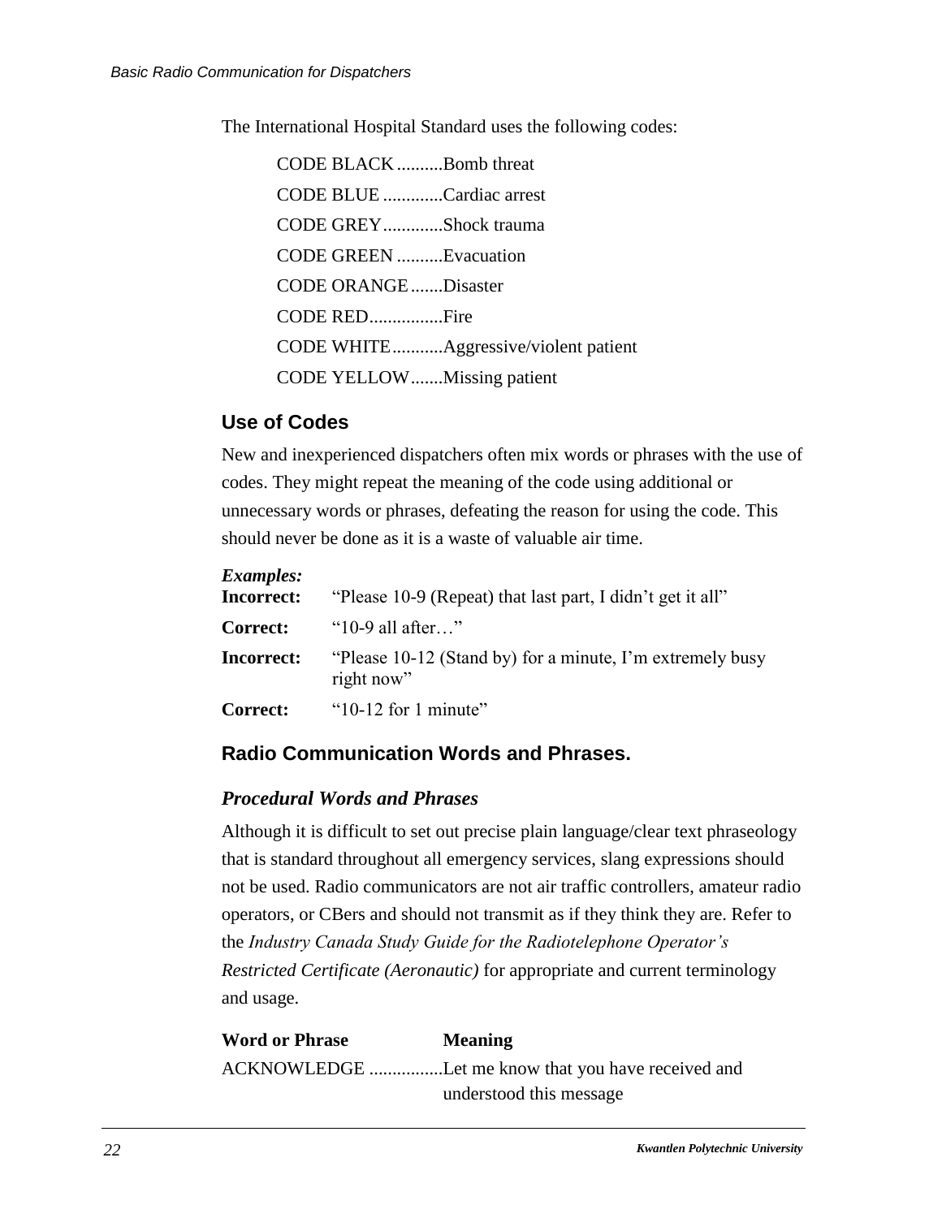The International Hospital Standard uses the following codes:

CODE BLACK..........Bomb threat
CODE BLUE.............Cardiac arrest
CODE GREY.............Shock trauma
CODE GREEN..........Evacuation
CODE ORANGE.......Disaster
CODE RED................Fire
CODE WHITE...........Aggressive/violent patient
CODE YELLOW.......Missing patient

## Use of Codes

New and inexperienced dispatchers often mix words or phrases with the use of codes. They might repeat the meaning of the code using additional or unnecessary words or phrases, defeating the reason for using the code. This should never be done as it is a waste of valuable air time.

***Examples:***

**Incorrect:** "Please 10-9 (Repeat) that last part, I didn't get it all"

**Correct:** "10-9 all after…"

**Incorrect:** "Please 10-12 (Stand by) for a minute, I'm extremely busy right now"

**Correct:** "10-12 for 1 minute"

## Radio Communication Words and Phrases.

### *Procedural Words and Phrases*

Although it is difficult to set out precise plain language/clear text phraseology that is standard throughout all emergency services, slang expressions should not be used. Radio communicators are not air traffic controllers, amateur radio operators, or CBers and should not transmit as if they think they are. Refer to the *Industry Canada Study Guide for the Radiotelephone Operator's Restricted Certificate (Aeronautic)* for appropriate and current terminology and usage.

| Word or Phrase | Meaning |
|---|---|
| ACKNOWLEDGE | Let me know that you have received and understood this message |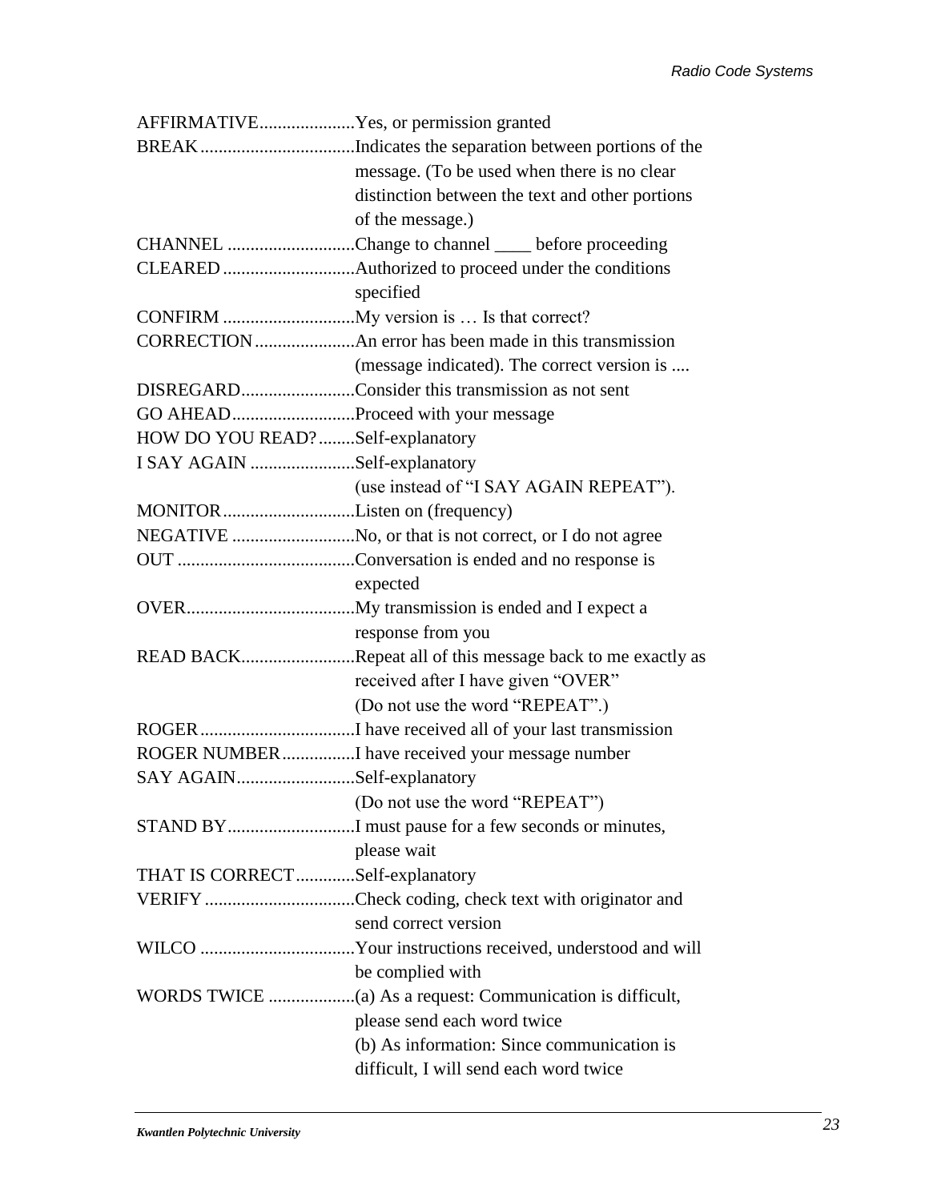| | |
|---|---|
| AFFIRMATIVE | Yes, or permission granted |
| BREAK | Indicates the separation between portions of the message. (To be used when there is no clear distinction between the text and other portions of the message.) |
| CHANNEL | Change to channel ____ before proceeding |
| CLEARED | Authorized to proceed under the conditions specified |
| CONFIRM | My version is … Is that correct? |
| CORRECTION | An error has been made in this transmission (message indicated). The correct version is .... |
| DISREGARD | Consider this transmission as not sent |
| GO AHEAD | Proceed with your message |
| HOW DO YOU READ? | Self-explanatory |
| I SAY AGAIN | Self-explanatory (use instead of "I SAY AGAIN REPEAT"). |
| MONITOR | Listen on (frequency) |
| NEGATIVE | No, or that is not correct, or I do not agree |
| OUT | Conversation is ended and no response is expected |
| OVER | My transmission is ended and I expect a response from you |
| READ BACK | Repeat all of this message back to me exactly as received after I have given "OVER" (Do not use the word "REPEAT".) |
| ROGER | I have received all of your last transmission |
| ROGER NUMBER | I have received your message number |
| SAY AGAIN | Self-explanatory (Do not use the word "REPEAT") |
| STAND BY | I must pause for a few seconds or minutes, please wait |
| THAT IS CORRECT | Self-explanatory |
| VERIFY | Check coding, check text with originator and send correct version |
| WILCO | Your instructions received, understood and will be complied with |
| WORDS TWICE | (a) As a request: Communication is difficult, please send each word twice (b) As information: Since communication is difficult, I will send each word twice |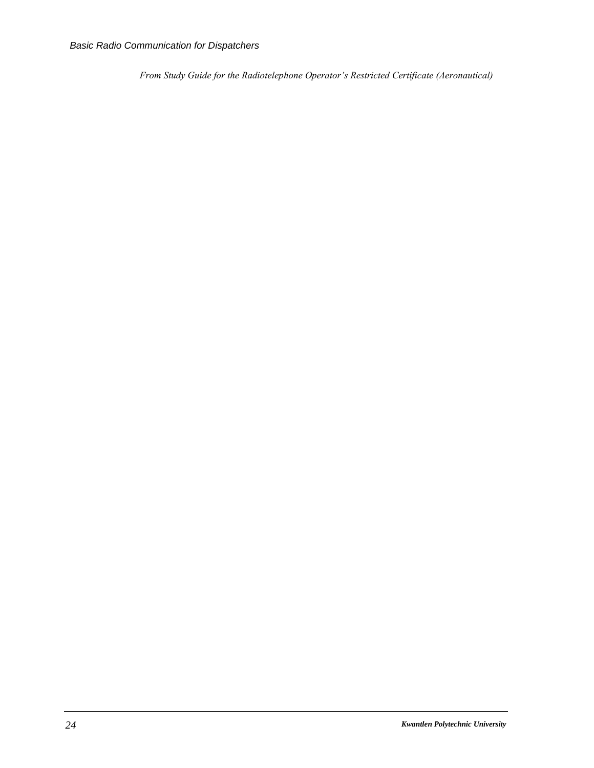*From Study Guide for the Radiotelephone Operator's Restricted Certificate (Aeronautical)*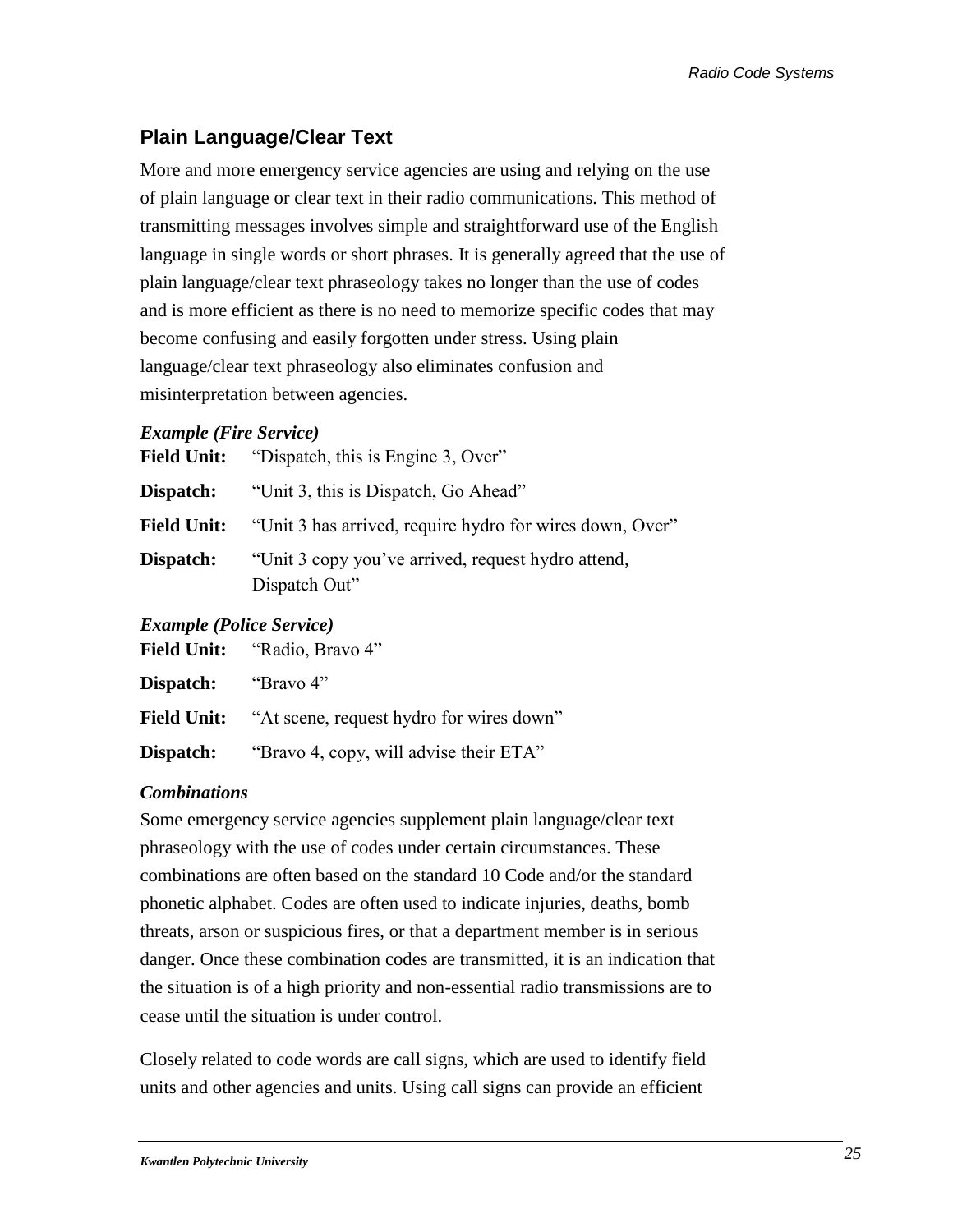## Plain Language/Clear Text

More and more emergency service agencies are using and relying on the use of plain language or clear text in their radio communications. This method of transmitting messages involves simple and straightforward use of the English language in single words or short phrases. It is generally agreed that the use of plain language/clear text phraseology takes no longer than the use of codes and is more efficient as there is no need to memorize specific codes that may become confusing and easily forgotten under stress. Using plain language/clear text phraseology also eliminates confusion and misinterpretation between agencies.

***Example (Fire Service)***

**Field Unit:** "Dispatch, this is Engine 3, Over"

**Dispatch:** "Unit 3, this is Dispatch, Go Ahead"

**Field Unit:** "Unit 3 has arrived, require hydro for wires down, Over"

**Dispatch:** "Unit 3 copy you've arrived, request hydro attend, Dispatch Out"

***Example (Police Service)***

**Field Unit:** "Radio, Bravo 4"

**Dispatch:** "Bravo 4"

**Field Unit:** "At scene, request hydro for wires down"

**Dispatch:** "Bravo 4, copy, will advise their ETA"

***Combinations***

Some emergency service agencies supplement plain language/clear text phraseology with the use of codes under certain circumstances. These combinations are often based on the standard 10 Code and/or the standard phonetic alphabet. Codes are often used to indicate injuries, deaths, bomb threats, arson or suspicious fires, or that a department member is in serious danger. Once these combination codes are transmitted, it is an indication that the situation is of a high priority and non-essential radio transmissions are to cease until the situation is under control.

Closely related to code words are call signs, which are used to identify field units and other agencies and units. Using call signs can provide an efficient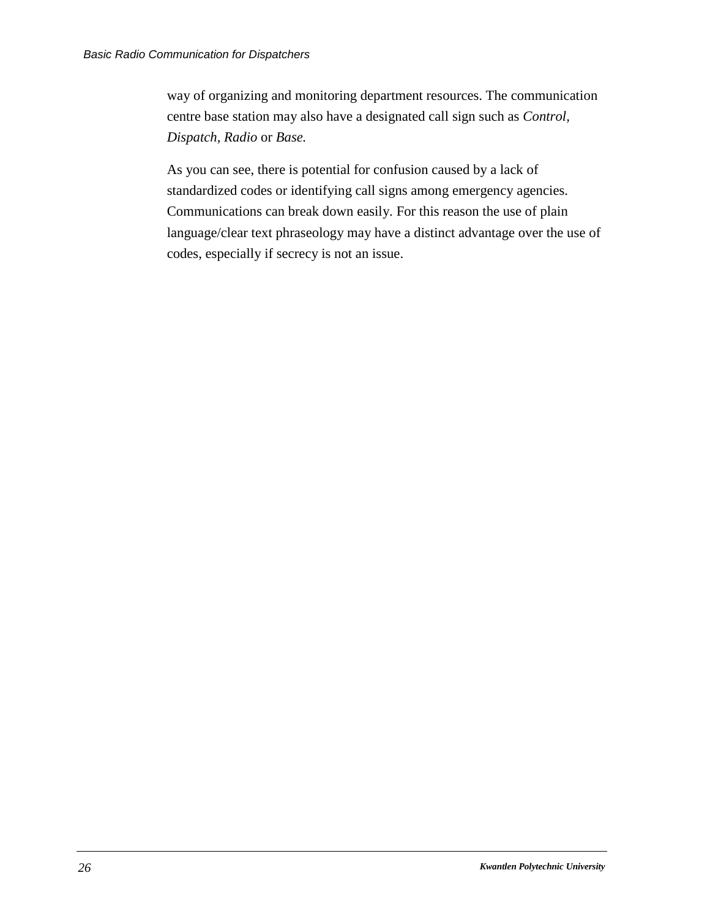way of organizing and monitoring department resources. The communication centre base station may also have a designated call sign such as *Control, Dispatch*, *Radio* or *Base.*

As you can see, there is potential for confusion caused by a lack of standardized codes or identifying call signs among emergency agencies. Communications can break down easily. For this reason the use of plain language/clear text phraseology may have a distinct advantage over the use of codes, especially if secrecy is not an issue.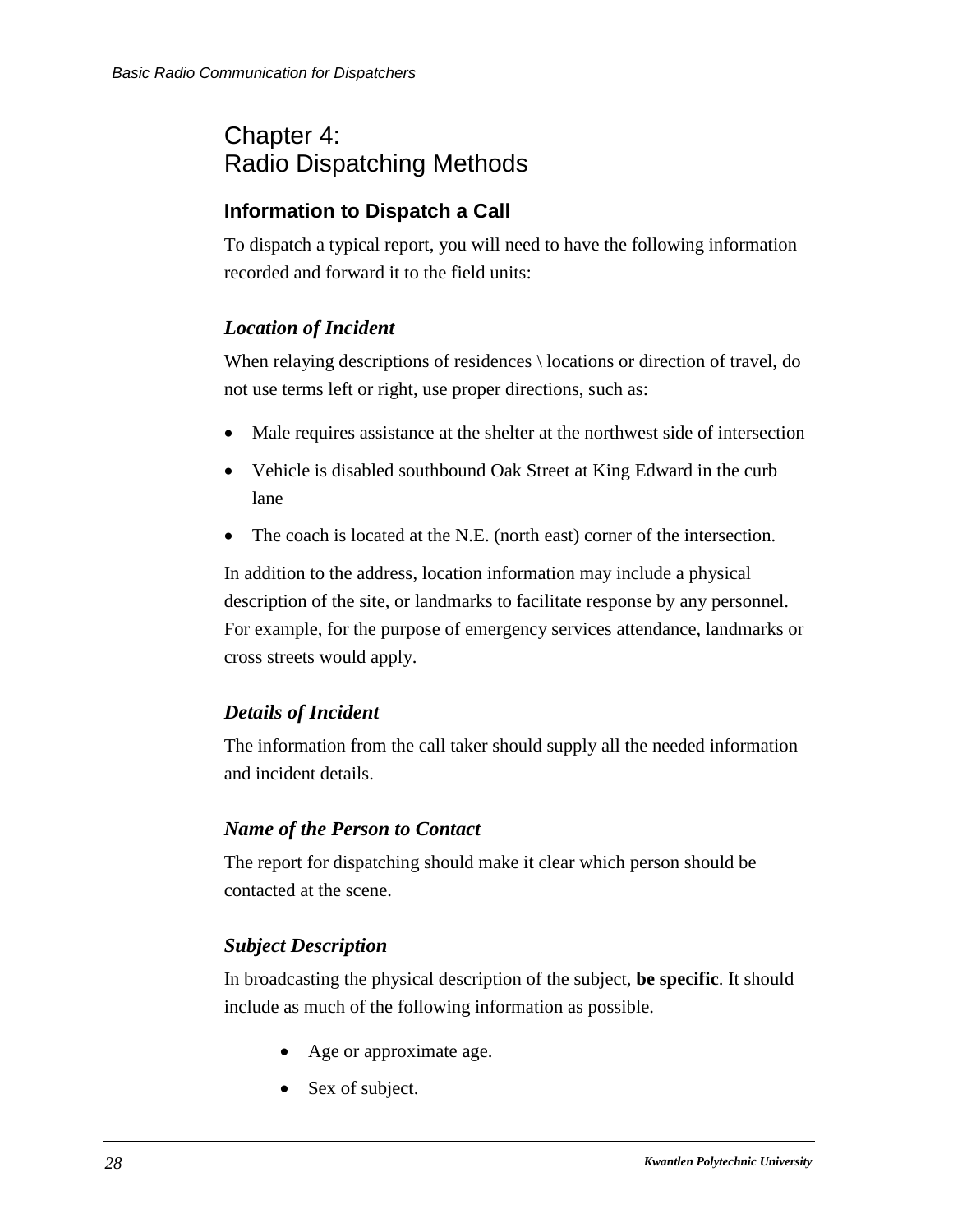# Chapter 4: Radio Dispatching Methods

## Information to Dispatch a Call

To dispatch a typical report, you will need to have the following information recorded and forward it to the field units:

### *Location of Incident*

When relaying descriptions of residences \ locations or direction of travel, do not use terms left or right, use proper directions, such as:

- Male requires assistance at the shelter at the northwest side of intersection
- Vehicle is disabled southbound Oak Street at King Edward in the curb lane
- The coach is located at the N.E. (north east) corner of the intersection.

In addition to the address, location information may include a physical description of the site, or landmarks to facilitate response by any personnel. For example, for the purpose of emergency services attendance, landmarks or cross streets would apply.

### *Details of Incident*

The information from the call taker should supply all the needed information and incident details.

### *Name of the Person to Contact*

The report for dispatching should make it clear which person should be contacted at the scene.

### *Subject Description*

In broadcasting the physical description of the subject, **be specific**. It should include as much of the following information as possible.

- Age or approximate age.
- Sex of subject.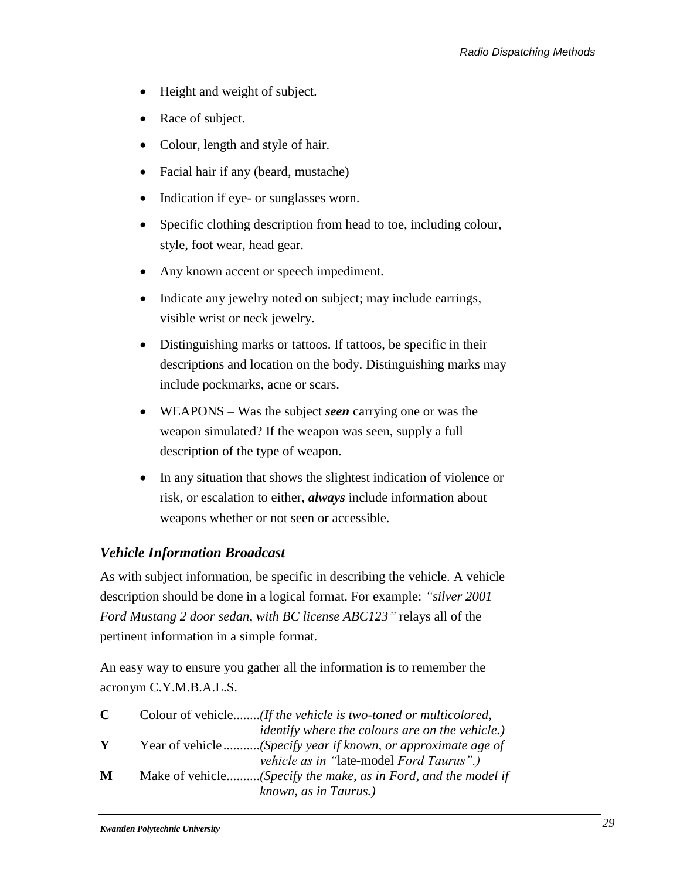- Height and weight of subject.
- Race of subject.
- Colour, length and style of hair.
- Facial hair if any (beard, mustache)
- Indication if eye- or sunglasses worn.
- Specific clothing description from head to toe, including colour, style, foot wear, head gear.
- Any known accent or speech impediment.
- Indicate any jewelry noted on subject; may include earrings, visible wrist or neck jewelry.
- Distinguishing marks or tattoos. If tattoos, be specific in their descriptions and location on the body. Distinguishing marks may include pockmarks, acne or scars.
- WEAPONS – Was the subject ***seen*** carrying one or was the weapon simulated? If the weapon was seen, supply a full description of the type of weapon.
- In any situation that shows the slightest indication of violence or risk, or escalation to either, ***always*** include information about weapons whether or not seen or accessible.

### *Vehicle Information Broadcast*

As with subject information, be specific in describing the vehicle. A vehicle description should be done in a logical format. For example: *"silver 2001 Ford Mustang 2 door sedan, with BC license ABC123"* relays all of the pertinent information in a simple format.

An easy way to ensure you gather all the information is to remember the acronym C.Y.M.B.A.L.S.

**C** Colour of vehicle........*(If the vehicle is two-toned or multicolored, identify where the colours are on the vehicle.)*

**Y** Year of vehicle...........*(Specify year if known, or approximate age of vehicle as in "*late-model *Ford Taurus".)*

**M** Make of vehicle..........*(Specify the make, as in Ford, and the model if known, as in Taurus.)*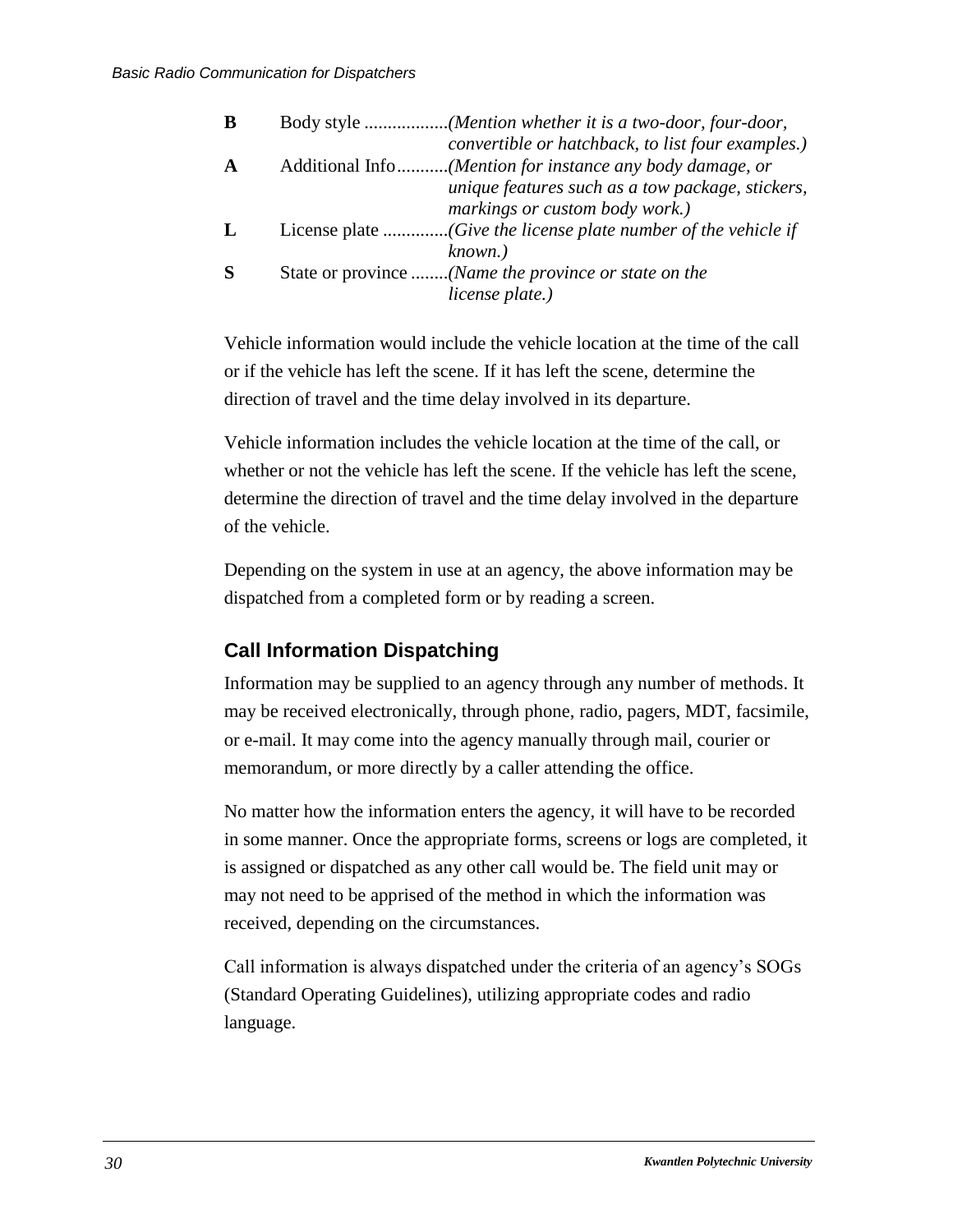| | | |
|---|---|---|
| **B** | Body style .................. | *(Mention whether it is a two-door, four-door, convertible or hatchback, to list four examples.)* |
| **A** | Additional Info........... | *(Mention for instance any body damage, or unique features such as a tow package, stickers, markings or custom body work.)* |
| **L** | License plate ............. | *(Give the license plate number of the vehicle if known.)* |
| **S** | State or province ........ | *(Name the province or state on the license plate.)* |

Vehicle information would include the vehicle location at the time of the call or if the vehicle has left the scene. If it has left the scene, determine the direction of travel and the time delay involved in its departure.

Vehicle information includes the vehicle location at the time of the call, or whether or not the vehicle has left the scene. If the vehicle has left the scene, determine the direction of travel and the time delay involved in the departure of the vehicle.

Depending on the system in use at an agency, the above information may be dispatched from a completed form or by reading a screen.

## Call Information Dispatching

Information may be supplied to an agency through any number of methods. It may be received electronically, through phone, radio, pagers, MDT, facsimile, or e-mail. It may come into the agency manually through mail, courier or memorandum, or more directly by a caller attending the office.

No matter how the information enters the agency, it will have to be recorded in some manner. Once the appropriate forms, screens or logs are completed, it is assigned or dispatched as any other call would be. The field unit may or may not need to be apprised of the method in which the information was received, depending on the circumstances.

Call information is always dispatched under the criteria of an agency's SOGs (Standard Operating Guidelines), utilizing appropriate codes and radio language.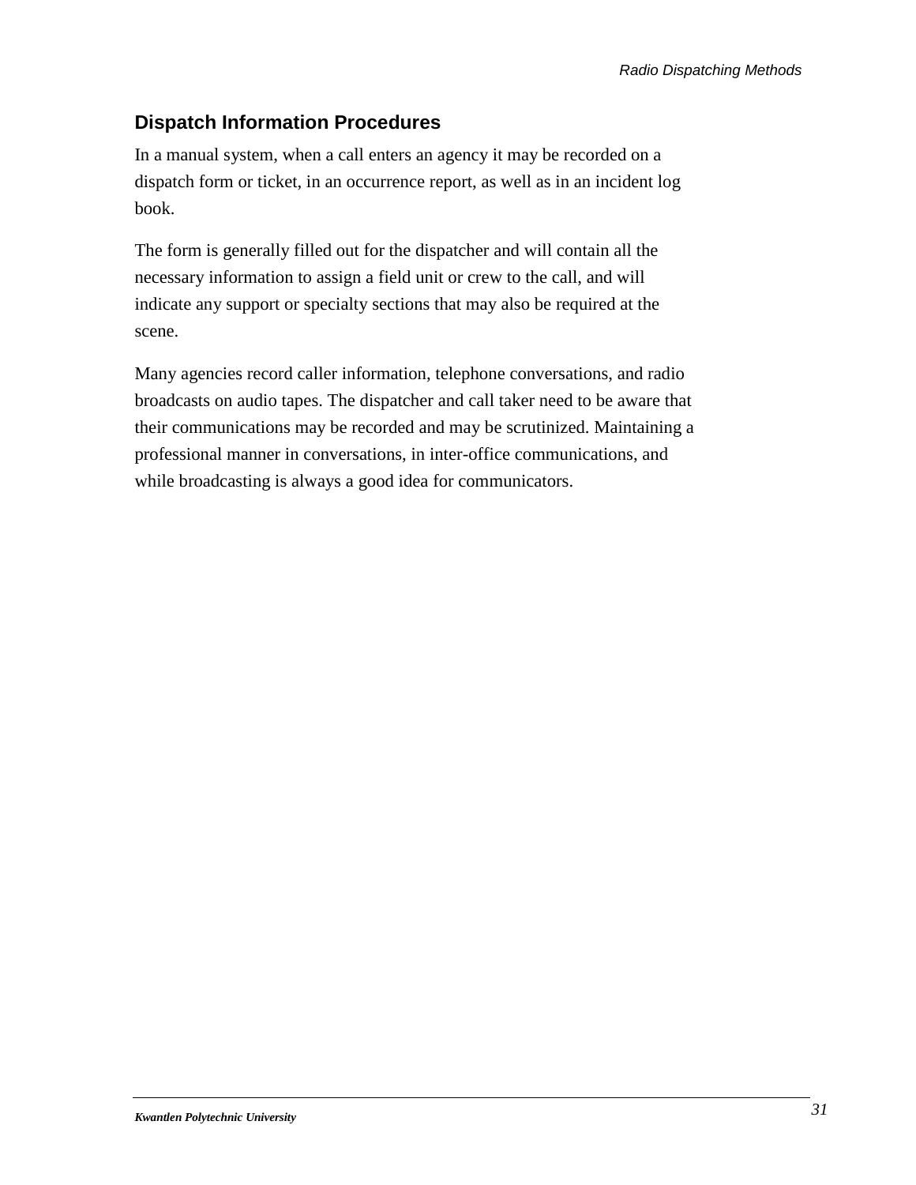## Dispatch Information Procedures

In a manual system, when a call enters an agency it may be recorded on a dispatch form or ticket, in an occurrence report, as well as in an incident log book.

The form is generally filled out for the dispatcher and will contain all the necessary information to assign a field unit or crew to the call, and will indicate any support or specialty sections that may also be required at the scene.

Many agencies record caller information, telephone conversations, and radio broadcasts on audio tapes. The dispatcher and call taker need to be aware that their communications may be recorded and may be scrutinized. Maintaining a professional manner in conversations, in inter-office communications, and while broadcasting is always a good idea for communicators.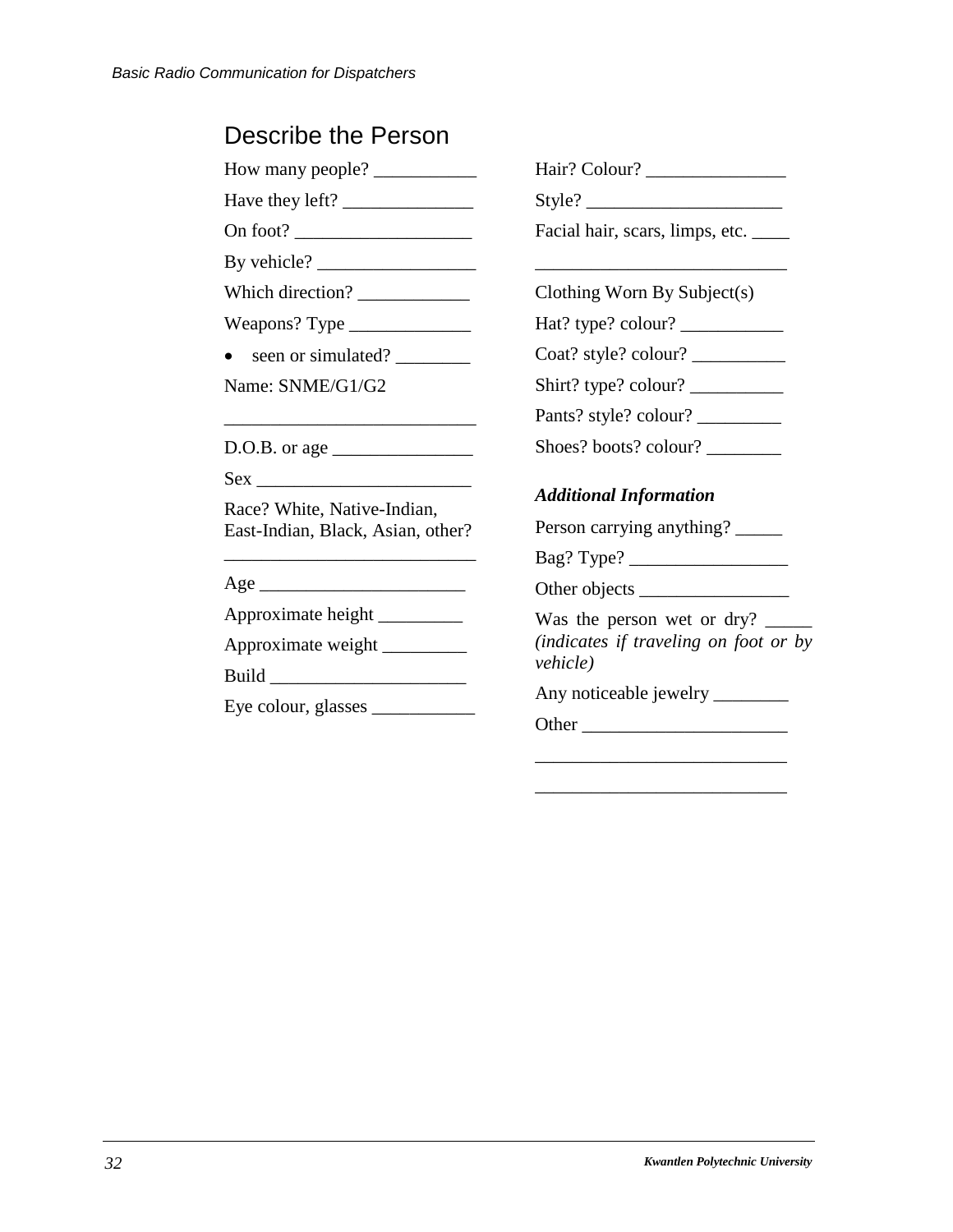## Describe the Person

How many people? ___________

Have they left? ______________

On foot? ___________________

By vehicle? _________________

Which direction? ____________

Weapons? Type _____________

- seen or simulated? ________

Name: SNME/G1/G2

___________________________

D.O.B. or age _______________

Sex _______________________

Race? White, Native-Indian, East-Indian, Black, Asian, other?

___________________________

Age ______________________

Approximate height _________

Approximate weight _________

Build _____________________

Eye colour, glasses ___________

Hair? Colour? _______________

Style? _____________________

Facial hair, scars, limps, etc. ____

___________________________

Clothing Worn By Subject(s)

Hat? type? colour? ___________

Coat? style? colour? __________

Shirt? type? colour? __________

Pants? style? colour? _________

Shoes? boots? colour? ________

***Additional Information***

Person carrying anything? _____

Bag? Type? _________________

Other objects ________________

Was the person wet or dry? _____ *(indicates if traveling on foot or by vehicle)*

Any noticeable jewelry ________

Other ______________________

___________________________

___________________________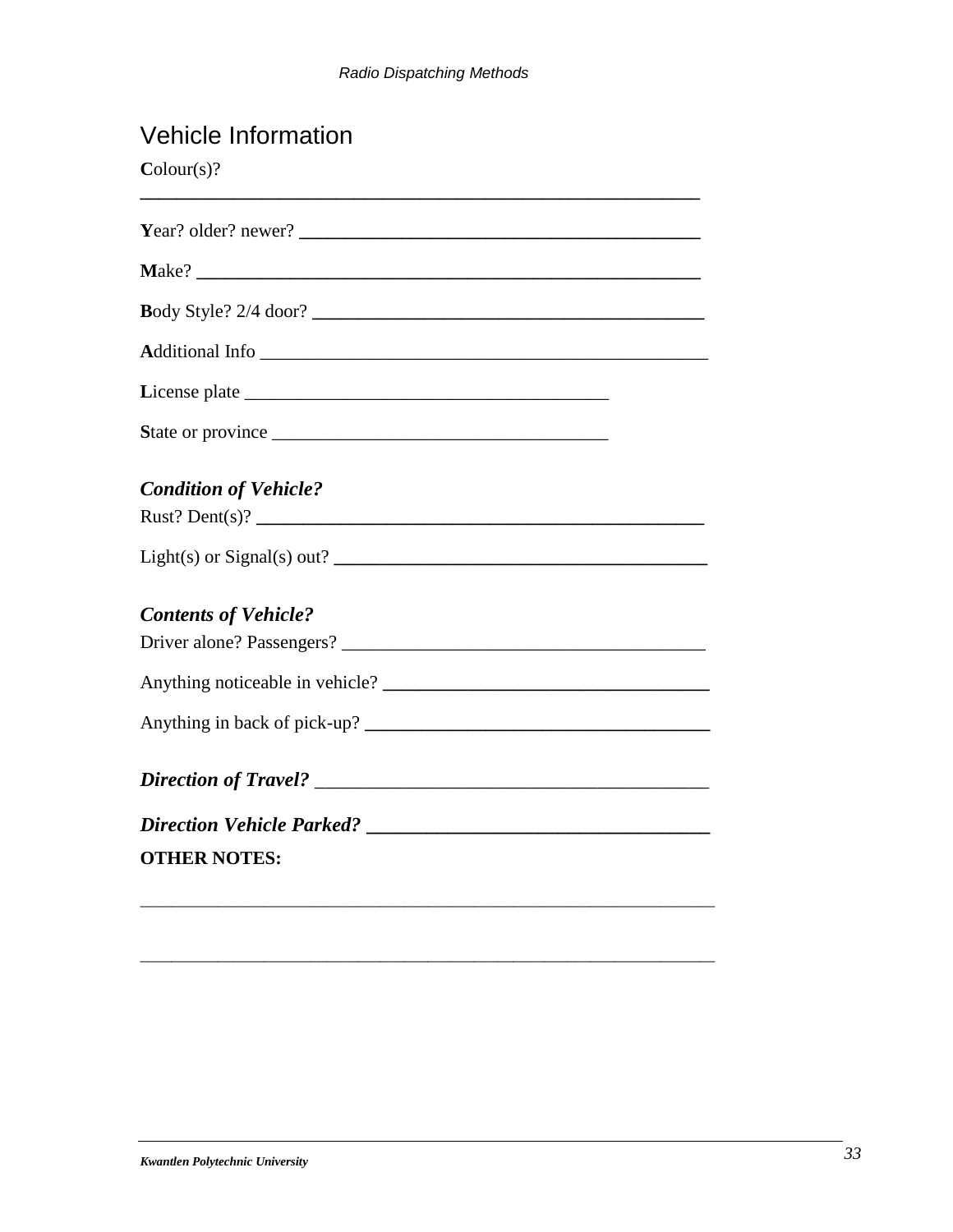## Vehicle Information

**C**olour(s)?

______________________________________________________________

**Y**ear? older? newer? ________________________________________

**M**ake? ______________________________________________________

**B**ody Style? 2/4 door? ______________________________________

**A**dditional Info ______________________________________________

**L**icense plate ______________________________________

**S**tate or province ____________________________________

***Condition of Vehicle?***

Rust? Dent(s)? ______________________________________________

Light(s) or Signal(s) out? ____________________________________

***Contents of Vehicle?***

Driver alone? Passengers? _____________________________________

Anything noticeable in vehicle? ________________________________

Anything in back of pick-up? __________________________________

***Direction of Travel?*** ____________________________________

***Direction Vehicle Parked?*** ________________________________

**OTHER NOTES:**

______________________________________________________________

______________________________________________________________